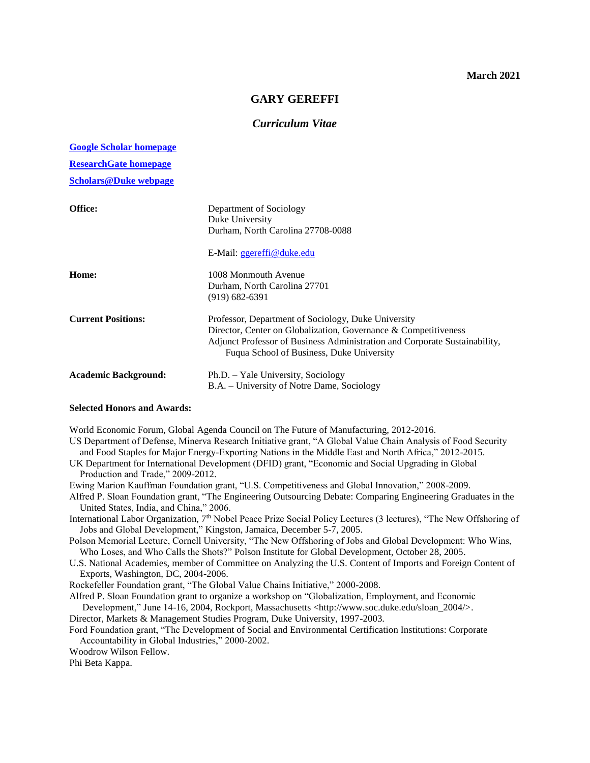**March 2021**

# GARY GEREFFI

## *Curriculum Vitae*

**[Google Scholar homepage](#)**

**[ResearchGate homepage](#)**

**[Scholars@Duke webpage](#)**

| | |
|---|---|
| **Office:** | Department of Sociology<br>Duke University<br>Durham, North Carolina 27708-0088<br><br>E-Mail: ggereffi@duke.edu |
| **Home:** | 1008 Monmouth Avenue<br>Durham, North Carolina 27701<br>(919) 682-6391 |
| **Current Positions:** | Professor, Department of Sociology, Duke University<br>Director, Center on Globalization, Governance & Competitiveness<br>Adjunct Professor of Business Administration and Corporate Sustainability, Fuqua School of Business, Duke University |
| **Academic Background:** | Ph.D. – Yale University, Sociology<br>B.A. – University of Notre Dame, Sociology |

**Selected Honors and Awards:**

World Economic Forum, Global Agenda Council on The Future of Manufacturing, 2012-2016.

US Department of Defense, Minerva Research Initiative grant, "A Global Value Chain Analysis of Food Security and Food Staples for Major Energy-Exporting Nations in the Middle East and North Africa," 2012-2015.

UK Department for International Development (DFID) grant, "Economic and Social Upgrading in Global Production and Trade," 2009-2012.

Ewing Marion Kauffman Foundation grant, "U.S. Competitiveness and Global Innovation," 2008-2009.

Alfred P. Sloan Foundation grant, "The Engineering Outsourcing Debate: Comparing Engineering Graduates in the United States, India, and China," 2006.

International Labor Organization, 7th Nobel Peace Prize Social Policy Lectures (3 lectures), "The New Offshoring of Jobs and Global Development," Kingston, Jamaica, December 5-7, 2005.

Polson Memorial Lecture, Cornell University, "The New Offshoring of Jobs and Global Development: Who Wins, Who Loses, and Who Calls the Shots?" Polson Institute for Global Development, October 28, 2005.

U.S. National Academies, member of Committee on Analyzing the U.S. Content of Imports and Foreign Content of Exports, Washington, DC, 2004-2006.

Rockefeller Foundation grant, "The Global Value Chains Initiative," 2000-2008.

Alfred P. Sloan Foundation grant to organize a workshop on "Globalization, Employment, and Economic Development," June 14-16, 2004, Rockport, Massachusetts <http://www.soc.duke.edu/sloan_2004/>.

Director, Markets & Management Studies Program, Duke University, 1997-2003.

Ford Foundation grant, "The Development of Social and Environmental Certification Institutions: Corporate Accountability in Global Industries," 2000-2002.

Woodrow Wilson Fellow.

Phi Beta Kappa.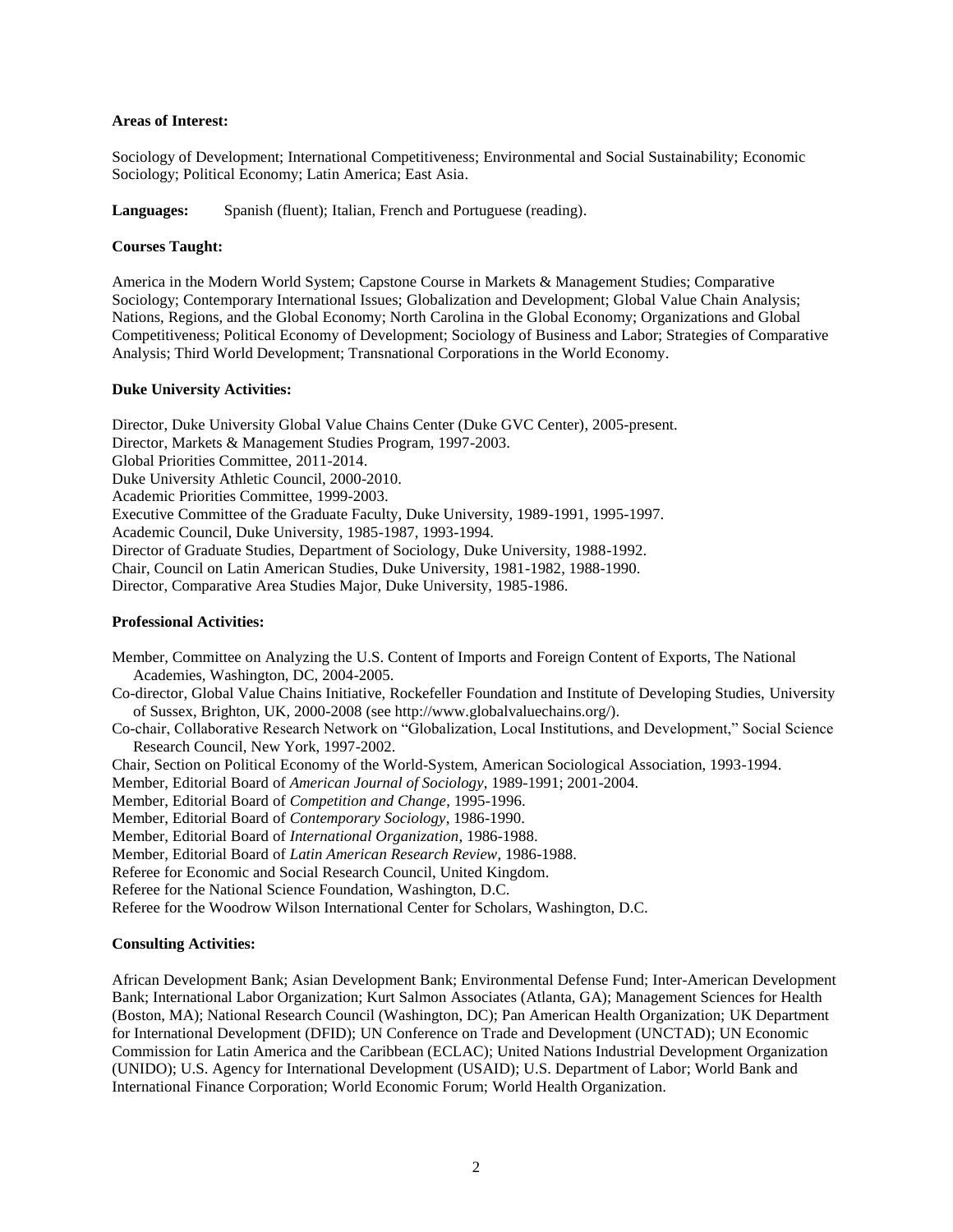**Areas of Interest:**

Sociology of Development; International Competitiveness; Environmental and Social Sustainability; Economic Sociology; Political Economy; Latin America; East Asia.

**Languages:** Spanish (fluent); Italian, French and Portuguese (reading).

**Courses Taught:**

America in the Modern World System; Capstone Course in Markets & Management Studies; Comparative Sociology; Contemporary International Issues; Globalization and Development; Global Value Chain Analysis; Nations, Regions, and the Global Economy; North Carolina in the Global Economy; Organizations and Global Competitiveness; Political Economy of Development; Sociology of Business and Labor; Strategies of Comparative Analysis; Third World Development; Transnational Corporations in the World Economy.

**Duke University Activities:**

Director, Duke University Global Value Chains Center (Duke GVC Center), 2005-present.
Director, Markets & Management Studies Program, 1997-2003.
Global Priorities Committee, 2011-2014.
Duke University Athletic Council, 2000-2010.
Academic Priorities Committee, 1999-2003.
Executive Committee of the Graduate Faculty, Duke University, 1989-1991, 1995-1997.
Academic Council, Duke University, 1985-1987, 1993-1994.
Director of Graduate Studies, Department of Sociology, Duke University, 1988-1992.
Chair, Council on Latin American Studies, Duke University, 1981-1982, 1988-1990.
Director, Comparative Area Studies Major, Duke University, 1985-1986.

**Professional Activities:**

Member, Committee on Analyzing the U.S. Content of Imports and Foreign Content of Exports, The National Academies, Washington, DC, 2004-2005.
Co-director, Global Value Chains Initiative, Rockefeller Foundation and Institute of Developing Studies, University of Sussex, Brighton, UK, 2000-2008 (see http://www.globalvaluechains.org/).
Co-chair, Collaborative Research Network on "Globalization, Local Institutions, and Development," Social Science Research Council, New York, 1997-2002.
Chair, Section on Political Economy of the World-System, American Sociological Association, 1993-1994.
Member, Editorial Board of *American Journal of Sociology*, 1989-1991; 2001-2004.
Member, Editorial Board of *Competition and Change*, 1995-1996.
Member, Editorial Board of *Contemporary Sociology*, 1986-1990.
Member, Editorial Board of *International Organization*, 1986-1988.
Member, Editorial Board of *Latin American Research Review*, 1986-1988.
Referee for Economic and Social Research Council, United Kingdom.
Referee for the National Science Foundation, Washington, D.C.
Referee for the Woodrow Wilson International Center for Scholars, Washington, D.C.

**Consulting Activities:**

African Development Bank; Asian Development Bank; Environmental Defense Fund; Inter-American Development Bank; International Labor Organization; Kurt Salmon Associates (Atlanta, GA); Management Sciences for Health (Boston, MA); National Research Council (Washington, DC); Pan American Health Organization; UK Department for International Development (DFID); UN Conference on Trade and Development (UNCTAD); UN Economic Commission for Latin America and the Caribbean (ECLAC); United Nations Industrial Development Organization (UNIDO); U.S. Agency for International Development (USAID); U.S. Department of Labor; World Bank and International Finance Corporation; World Economic Forum; World Health Organization.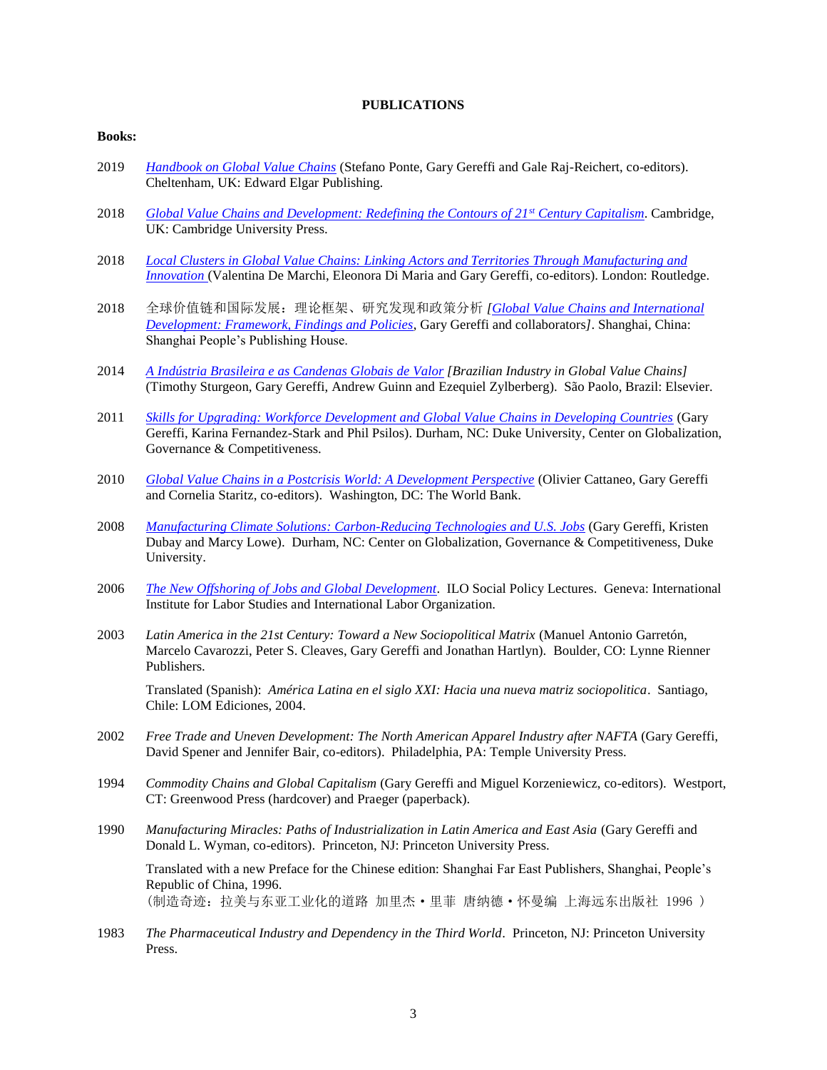**PUBLICATIONS**

**Books:**

2019 *Handbook on Global Value Chains* (Stefano Ponte, Gary Gereffi and Gale Raj-Reichert, co-editors). Cheltenham, UK: Edward Elgar Publishing.

2018 *Global Value Chains and Development: Redefining the Contours of 21st Century Capitalism*. Cambridge, UK: Cambridge University Press.

2018 *Local Clusters in Global Value Chains: Linking Actors and Territories Through Manufacturing and Innovation* (Valentina De Marchi, Eleonora Di Maria and Gary Gereffi, co-editors). London: Routledge.

2018 全球价值链和国际发展：理论框架、研究发现和政策分析 *[Global Value Chains and International Development: Framework, Findings and Policies*, Gary Gereffi and collaborators*]*. Shanghai, China: Shanghai People's Publishing House.

2014 *A Indústria Brasileira e as Candenas Globais de Valor [Brazilian Industry in Global Value Chains]* (Timothy Sturgeon, Gary Gereffi, Andrew Guinn and Ezequiel Zylberberg). São Paolo, Brazil: Elsevier.

2011 *Skills for Upgrading: Workforce Development and Global Value Chains in Developing Countries* (Gary Gereffi, Karina Fernandez-Stark and Phil Psilos). Durham, NC: Duke University, Center on Globalization, Governance & Competitiveness.

2010 *Global Value Chains in a Postcrisis World: A Development Perspective* (Olivier Cattaneo, Gary Gereffi and Cornelia Staritz, co-editors). Washington, DC: The World Bank.

2008 *Manufacturing Climate Solutions: Carbon-Reducing Technologies and U.S. Jobs* (Gary Gereffi, Kristen Dubay and Marcy Lowe). Durham, NC: Center on Globalization, Governance & Competitiveness, Duke University.

2006 *The New Offshoring of Jobs and Global Development*. ILO Social Policy Lectures. Geneva: International Institute for Labor Studies and International Labor Organization.

2003 *Latin America in the 21st Century: Toward a New Sociopolitical Matrix* (Manuel Antonio Garretón, Marcelo Cavarozzi, Peter S. Cleaves, Gary Gereffi and Jonathan Hartlyn). Boulder, CO: Lynne Rienner Publishers.

Translated (Spanish): *América Latina en el siglo XXI: Hacia una nueva matriz sociopolitica*. Santiago, Chile: LOM Ediciones, 2004.

2002 *Free Trade and Uneven Development: The North American Apparel Industry after NAFTA* (Gary Gereffi, David Spener and Jennifer Bair, co-editors). Philadelphia, PA: Temple University Press.

1994 *Commodity Chains and Global Capitalism* (Gary Gereffi and Miguel Korzeniewicz, co-editors). Westport, CT: Greenwood Press (hardcover) and Praeger (paperback).

1990 *Manufacturing Miracles: Paths of Industrialization in Latin America and East Asia* (Gary Gereffi and Donald L. Wyman, co-editors). Princeton, NJ: Princeton University Press.

Translated with a new Preface for the Chinese edition: Shanghai Far East Publishers, Shanghai, People's Republic of China, 1996.
（制造奇迹：拉美与东亚工业化的道路 加里杰・里菲 唐纳德・怀曼编 上海远东出版社 1996 ）

1983 *The Pharmaceutical Industry and Dependency in the Third World*. Princeton, NJ: Princeton University Press.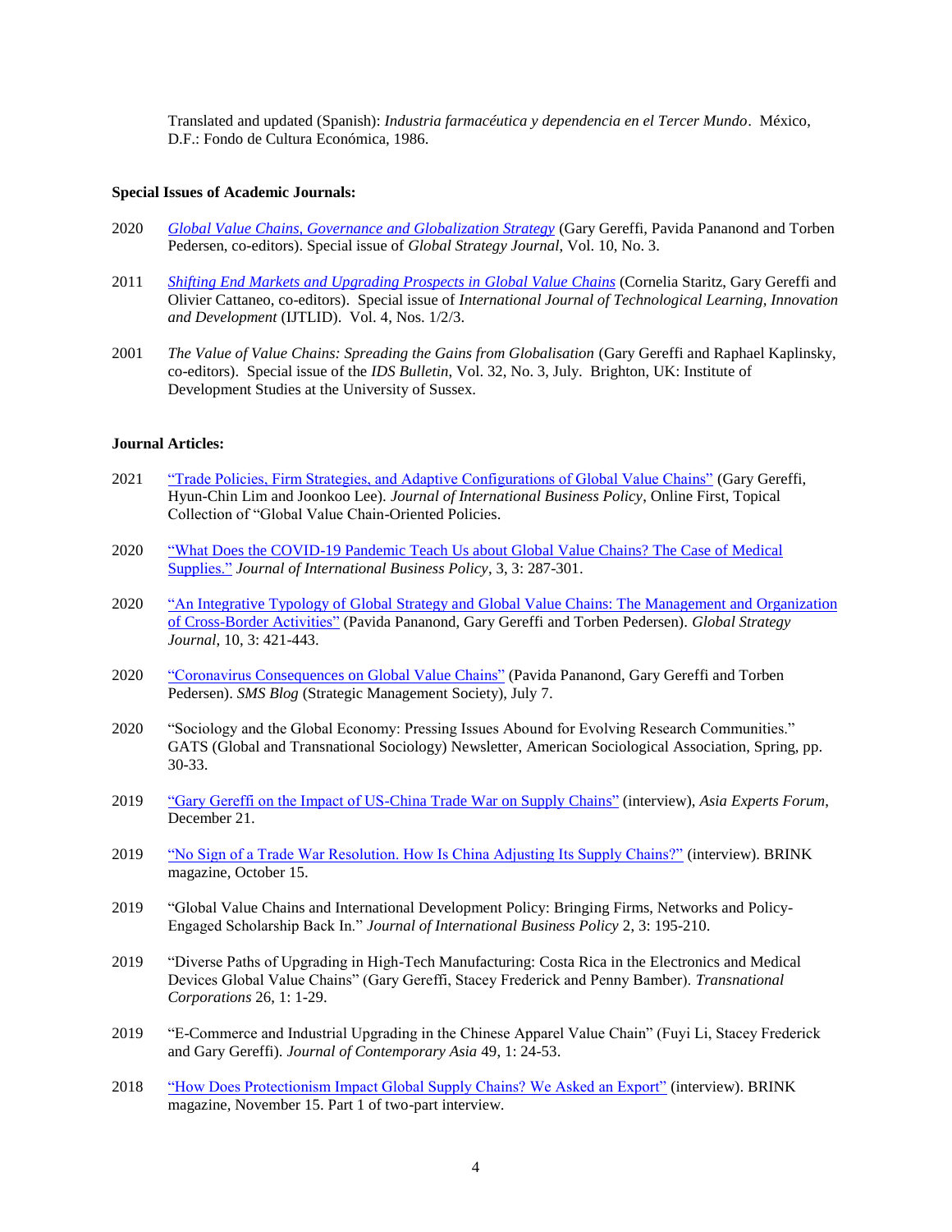Translated and updated (Spanish): *Industria farmacéutica y dependencia en el Tercer Mundo*. México, D.F.: Fondo de Cultura Económica, 1986.

**Special Issues of Academic Journals:**

2020 *Global Value Chains, Governance and Globalization Strategy* (Gary Gereffi, Pavida Pananond and Torben Pedersen, co-editors). Special issue of *Global Strategy Journal*, Vol. 10, No. 3.

2011 *Shifting End Markets and Upgrading Prospects in Global Value Chains* (Cornelia Staritz, Gary Gereffi and Olivier Cattaneo, co-editors). Special issue of *International Journal of Technological Learning, Innovation and Development* (IJTLID). Vol. 4, Nos. 1/2/3.

2001 *The Value of Value Chains: Spreading the Gains from Globalisation* (Gary Gereffi and Raphael Kaplinsky, co-editors). Special issue of the *IDS Bulletin*, Vol. 32, No. 3, July. Brighton, UK: Institute of Development Studies at the University of Sussex.

**Journal Articles:**

2021 "Trade Policies, Firm Strategies, and Adaptive Configurations of Global Value Chains" (Gary Gereffi, Hyun-Chin Lim and Joonkoo Lee). *Journal of International Business Policy*, Online First, Topical Collection of "Global Value Chain-Oriented Policies.

2020 "What Does the COVID-19 Pandemic Teach Us about Global Value Chains? The Case of Medical Supplies." *Journal of International Business Policy*, 3, 3: 287-301.

2020 "An Integrative Typology of Global Strategy and Global Value Chains: The Management and Organization of Cross-Border Activities" (Pavida Pananond, Gary Gereffi and Torben Pedersen). *Global Strategy Journal*, 10, 3: 421-443.

2020 "Coronavirus Consequences on Global Value Chains" (Pavida Pananond, Gary Gereffi and Torben Pedersen). *SMS Blog* (Strategic Management Society), July 7.

2020 "Sociology and the Global Economy: Pressing Issues Abound for Evolving Research Communities." GATS (Global and Transnational Sociology) Newsletter, American Sociological Association, Spring, pp. 30-33.

2019 "Gary Gereffi on the Impact of US-China Trade War on Supply Chains" (interview), *Asia Experts Forum*, December 21.

2019 "No Sign of a Trade War Resolution. How Is China Adjusting Its Supply Chains?" (interview). BRINK magazine, October 15.

2019 "Global Value Chains and International Development Policy: Bringing Firms, Networks and Policy-Engaged Scholarship Back In." *Journal of International Business Policy* 2, 3: 195-210.

2019 "Diverse Paths of Upgrading in High-Tech Manufacturing: Costa Rica in the Electronics and Medical Devices Global Value Chains" (Gary Gereffi, Stacey Frederick and Penny Bamber). *Transnational Corporations* 26, 1: 1-29.

2019 "E-Commerce and Industrial Upgrading in the Chinese Apparel Value Chain" (Fuyi Li, Stacey Frederick and Gary Gereffi). *Journal of Contemporary Asia* 49, 1: 24-53.

2018 "How Does Protectionism Impact Global Supply Chains? We Asked an Export" (interview). BRINK magazine, November 15. Part 1 of two-part interview.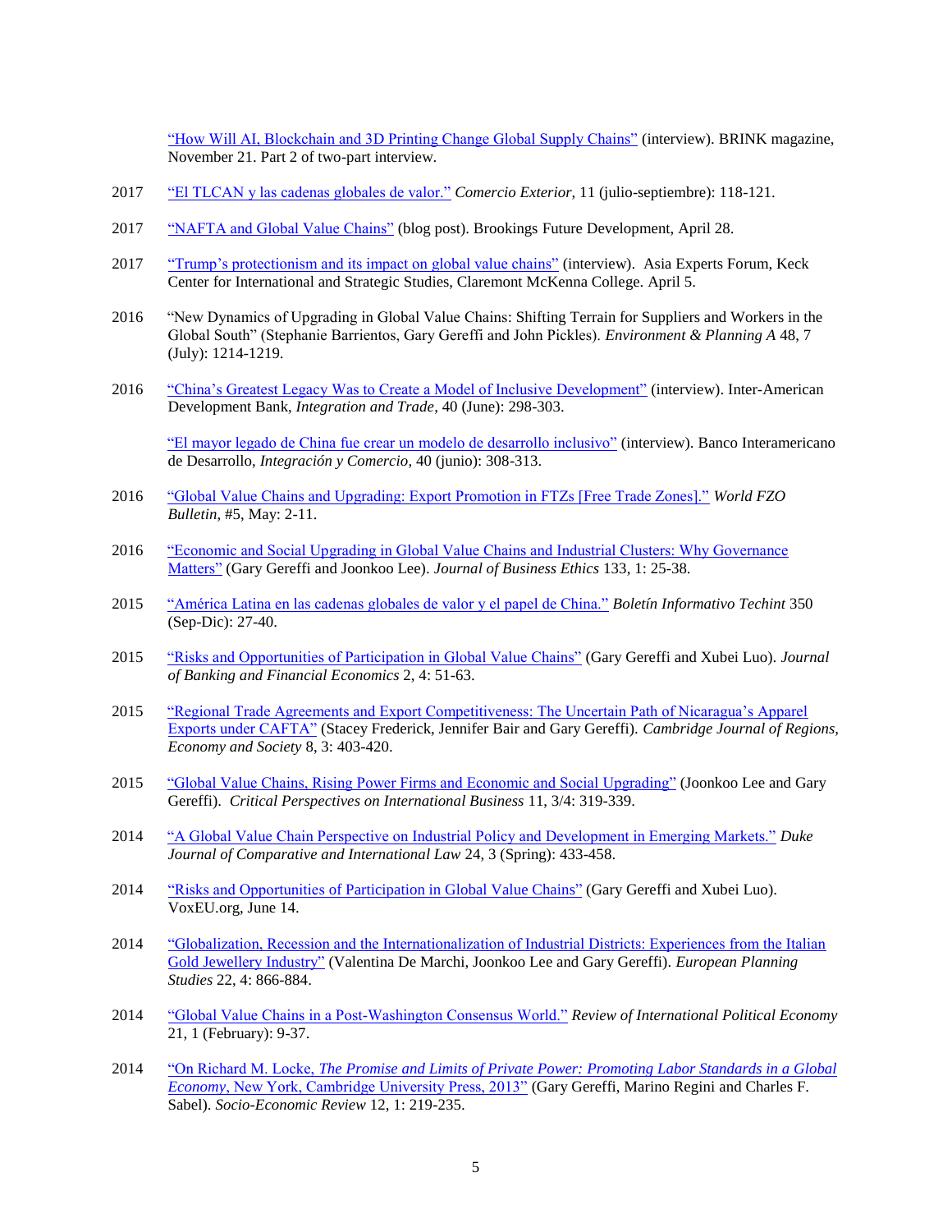"How Will AI, Blockchain and 3D Printing Change Global Supply Chains" (interview). BRINK magazine, November 21. Part 2 of two-part interview.

2017 "El TLCAN y las cadenas globales de valor." *Comercio Exterior*, 11 (julio-septiembre): 118-121.

2017 "NAFTA and Global Value Chains" (blog post). Brookings Future Development, April 28.

2017 "Trump's protectionism and its impact on global value chains" (interview). Asia Experts Forum, Keck Center for International and Strategic Studies, Claremont McKenna College. April 5.

2016 "New Dynamics of Upgrading in Global Value Chains: Shifting Terrain for Suppliers and Workers in the Global South" (Stephanie Barrientos, Gary Gereffi and John Pickles). *Environment & Planning A* 48, 7 (July): 1214-1219.

2016 "China's Greatest Legacy Was to Create a Model of Inclusive Development" (interview). Inter-American Development Bank, *Integration and Trade*, 40 (June): 298-303.

"El mayor legado de China fue crear un modelo de desarrollo inclusivo" (interview). Banco Interamericano de Desarrollo, *Integración y Comercio*, 40 (junio): 308-313.

2016 "Global Value Chains and Upgrading: Export Promotion in FTZs [Free Trade Zones]." *World FZO Bulletin*, #5, May: 2-11.

2016 "Economic and Social Upgrading in Global Value Chains and Industrial Clusters: Why Governance Matters" (Gary Gereffi and Joonkoo Lee). *Journal of Business Ethics* 133, 1: 25-38.

2015 "América Latina en las cadenas globales de valor y el papel de China." *Boletín Informativo Techint* 350 (Sep-Dic): 27-40.

2015 "Risks and Opportunities of Participation in Global Value Chains" (Gary Gereffi and Xubei Luo). *Journal of Banking and Financial Economics* 2, 4: 51-63.

2015 "Regional Trade Agreements and Export Competitiveness: The Uncertain Path of Nicaragua's Apparel Exports under CAFTA" (Stacey Frederick, Jennifer Bair and Gary Gereffi). *Cambridge Journal of Regions, Economy and Society* 8, 3: 403-420.

2015 "Global Value Chains, Rising Power Firms and Economic and Social Upgrading" (Joonkoo Lee and Gary Gereffi). *Critical Perspectives on International Business* 11, 3/4: 319-339.

2014 "A Global Value Chain Perspective on Industrial Policy and Development in Emerging Markets." *Duke Journal of Comparative and International Law* 24, 3 (Spring): 433-458.

2014 "Risks and Opportunities of Participation in Global Value Chains" (Gary Gereffi and Xubei Luo). VoxEU.org, June 14.

2014 "Globalization, Recession and the Internationalization of Industrial Districts: Experiences from the Italian Gold Jewellery Industry" (Valentina De Marchi, Joonkoo Lee and Gary Gereffi). *European Planning Studies* 22, 4: 866-884.

2014 "Global Value Chains in a Post-Washington Consensus World." *Review of International Political Economy* 21, 1 (February): 9-37.

2014 "On Richard M. Locke, *The Promise and Limits of Private Power: Promoting Labor Standards in a Global Economy*, New York, Cambridge University Press, 2013" (Gary Gereffi, Marino Regini and Charles F. Sabel). *Socio-Economic Review* 12, 1: 219-235.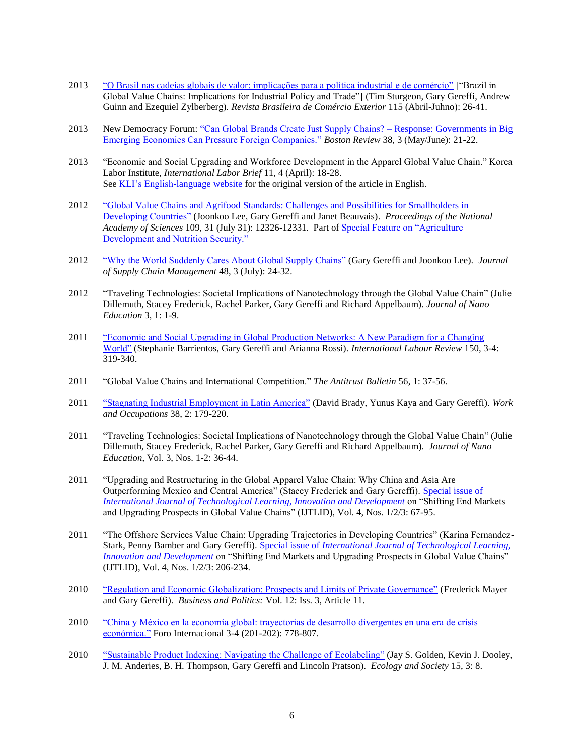2013 "O Brasil nas cadeias globais de valor: implicações para a política industrial e de comércio" ["Brazil in Global Value Chains: Implications for Industrial Policy and Trade"] (Tim Sturgeon, Gary Gereffi, Andrew Guinn and Ezequiel Zylberberg). *Revista Brasileira de Comércio Exterior* 115 (Abril-Juhno): 26-41.

2013 New Democracy Forum: "Can Global Brands Create Just Supply Chains? – Response: Governments in Big Emerging Economies Can Pressure Foreign Companies." *Boston Review* 38, 3 (May/June): 21-22.

2013 "Economic and Social Upgrading and Workforce Development in the Apparel Global Value Chain." Korea Labor Institute, *International Labor Brief* 11, 4 (April): 18-28.
See KLI's English-language website for the original version of the article in English.

2012 "Global Value Chains and Agrifood Standards: Challenges and Possibilities for Smallholders in Developing Countries" (Joonkoo Lee, Gary Gereffi and Janet Beauvais). *Proceedings of the National Academy of Sciences* 109, 31 (July 31): 12326-12331. Part of Special Feature on "Agriculture Development and Nutrition Security."

2012 "Why the World Suddenly Cares About Global Supply Chains" (Gary Gereffi and Joonkoo Lee). *Journal of Supply Chain Management* 48, 3 (July): 24-32.

2012 "Traveling Technologies: Societal Implications of Nanotechnology through the Global Value Chain" (Julie Dillemuth, Stacey Frederick, Rachel Parker, Gary Gereffi and Richard Appelbaum). *Journal of Nano Education* 3, 1: 1-9.

2011 "Economic and Social Upgrading in Global Production Networks: A New Paradigm for a Changing World" (Stephanie Barrientos, Gary Gereffi and Arianna Rossi). *International Labour Review* 150, 3-4: 319-340.

2011 "Global Value Chains and International Competition." *The Antitrust Bulletin* 56, 1: 37-56.

2011 "Stagnating Industrial Employment in Latin America" (David Brady, Yunus Kaya and Gary Gereffi). *Work and Occupations* 38, 2: 179-220.

2011 "Traveling Technologies: Societal Implications of Nanotechnology through the Global Value Chain" (Julie Dillemuth, Stacey Frederick, Rachel Parker, Gary Gereffi and Richard Appelbaum). *Journal of Nano Education*, Vol. 3, Nos. 1-2: 36-44.

2011 "Upgrading and Restructuring in the Global Apparel Value Chain: Why China and Asia Are Outperforming Mexico and Central America" (Stacey Frederick and Gary Gereffi). Special issue of *International Journal of Technological Learning, Innovation and Development* on "Shifting End Markets and Upgrading Prospects in Global Value Chains" (IJTLID), Vol. 4, Nos. 1/2/3: 67-95.

2011 "The Offshore Services Value Chain: Upgrading Trajectories in Developing Countries" (Karina Fernandez-Stark, Penny Bamber and Gary Gereffi). Special issue of *International Journal of Technological Learning, Innovation and Development* on "Shifting End Markets and Upgrading Prospects in Global Value Chains" (IJTLID), Vol. 4, Nos. 1/2/3: 206-234.

2010 "Regulation and Economic Globalization: Prospects and Limits of Private Governance" (Frederick Mayer and Gary Gereffi). *Business and Politics:* Vol. 12: Iss. 3, Article 11.

2010 "China y México en la economía global: trayectorias de desarrollo divergentes en una era de crisis económica." Foro Internacional 3-4 (201-202): 778-807.

2010 "Sustainable Product Indexing: Navigating the Challenge of Ecolabeling" (Jay S. Golden, Kevin J. Dooley, J. M. Anderies, B. H. Thompson, Gary Gereffi and Lincoln Pratson). *Ecology and Society* 15, 3: 8.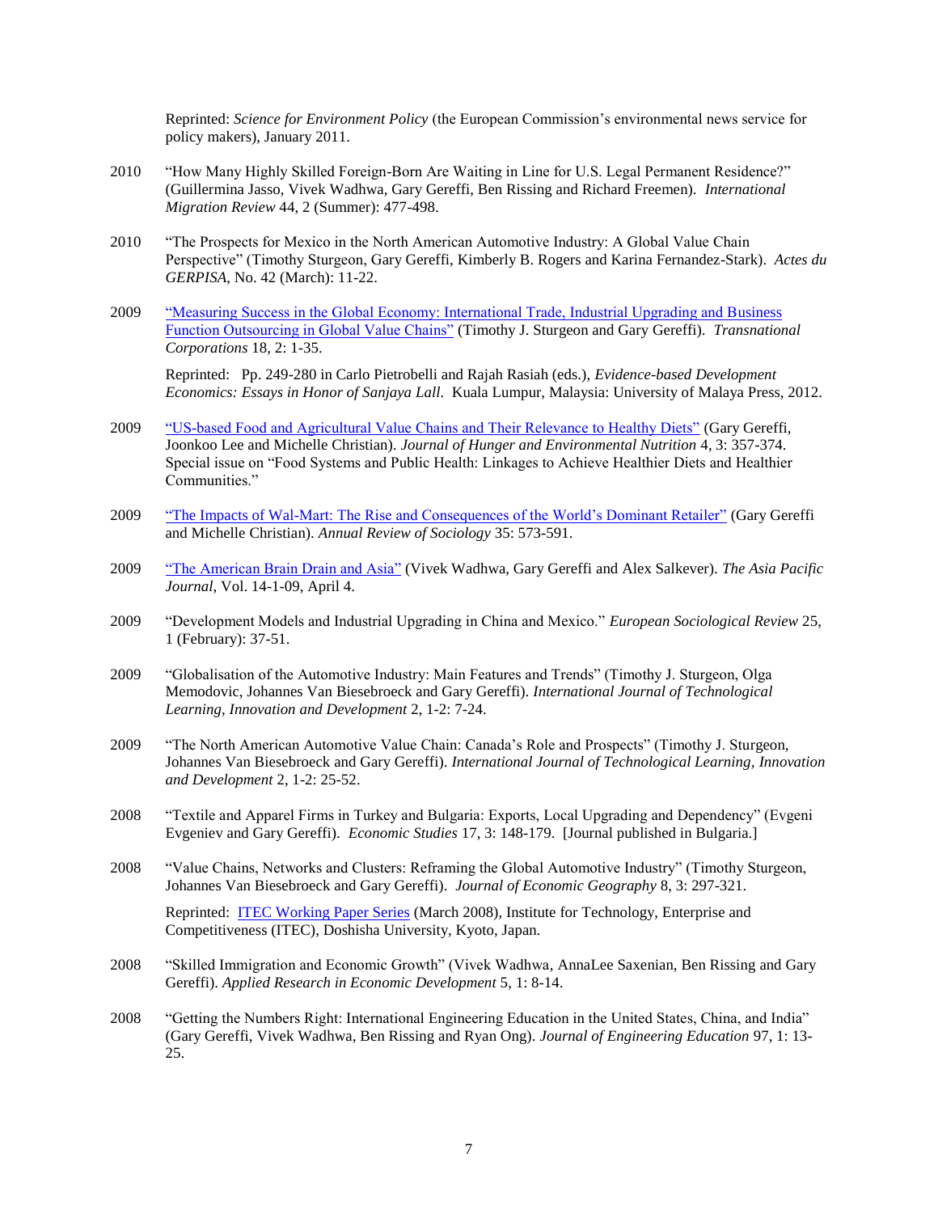Reprinted: *Science for Environment Policy* (the European Commission's environmental news service for policy makers), January 2011.

2010 "How Many Highly Skilled Foreign-Born Are Waiting in Line for U.S. Legal Permanent Residence?" (Guillermina Jasso, Vivek Wadhwa, Gary Gereffi, Ben Rissing and Richard Freemen). *International Migration Review* 44, 2 (Summer): 477-498.

2010 "The Prospects for Mexico in the North American Automotive Industry: A Global Value Chain Perspective" (Timothy Sturgeon, Gary Gereffi, Kimberly B. Rogers and Karina Fernandez-Stark). *Actes du GERPISA*, No. 42 (March): 11-22.

2009 "Measuring Success in the Global Economy: International Trade, Industrial Upgrading and Business Function Outsourcing in Global Value Chains" (Timothy J. Sturgeon and Gary Gereffi). *Transnational Corporations* 18, 2: 1-35.

Reprinted: Pp. 249-280 in Carlo Pietrobelli and Rajah Rasiah (eds.), *Evidence-based Development Economics: Essays in Honor of Sanjaya Lall*. Kuala Lumpur, Malaysia: University of Malaya Press, 2012.

2009 "US-based Food and Agricultural Value Chains and Their Relevance to Healthy Diets" (Gary Gereffi, Joonkoo Lee and Michelle Christian). *Journal of Hunger and Environmental Nutrition* 4, 3: 357-374. Special issue on "Food Systems and Public Health: Linkages to Achieve Healthier Diets and Healthier Communities."

2009 "The Impacts of Wal-Mart: The Rise and Consequences of the World's Dominant Retailer" (Gary Gereffi and Michelle Christian). *Annual Review of Sociology* 35: 573-591.

2009 "The American Brain Drain and Asia" (Vivek Wadhwa, Gary Gereffi and Alex Salkever). *The Asia Pacific Journal*, Vol. 14-1-09, April 4.

2009 "Development Models and Industrial Upgrading in China and Mexico." *European Sociological Review* 25, 1 (February): 37-51.

2009 "Globalisation of the Automotive Industry: Main Features and Trends" (Timothy J. Sturgeon, Olga Memodovic, Johannes Van Biesebroeck and Gary Gereffi). *International Journal of Technological Learning, Innovation and Development* 2, 1-2: 7-24.

2009 "The North American Automotive Value Chain: Canada's Role and Prospects" (Timothy J. Sturgeon, Johannes Van Biesebroeck and Gary Gereffi). *International Journal of Technological Learning, Innovation and Development* 2, 1-2: 25-52.

2008 "Textile and Apparel Firms in Turkey and Bulgaria: Exports, Local Upgrading and Dependency" (Evgeni Evgeniev and Gary Gereffi). *Economic Studies* 17, 3: 148-179. [Journal published in Bulgaria.]

2008 "Value Chains, Networks and Clusters: Reframing the Global Automotive Industry" (Timothy Sturgeon, Johannes Van Biesebroeck and Gary Gereffi). *Journal of Economic Geography* 8, 3: 297-321.

Reprinted: ITEC Working Paper Series (March 2008), Institute for Technology, Enterprise and Competitiveness (ITEC), Doshisha University, Kyoto, Japan.

2008 "Skilled Immigration and Economic Growth" (Vivek Wadhwa, AnnaLee Saxenian, Ben Rissing and Gary Gereffi). *Applied Research in Economic Development* 5, 1: 8-14.

2008 "Getting the Numbers Right: International Engineering Education in the United States, China, and India" (Gary Gereffi, Vivek Wadhwa, Ben Rissing and Ryan Ong). *Journal of Engineering Education* 97, 1: 13-25.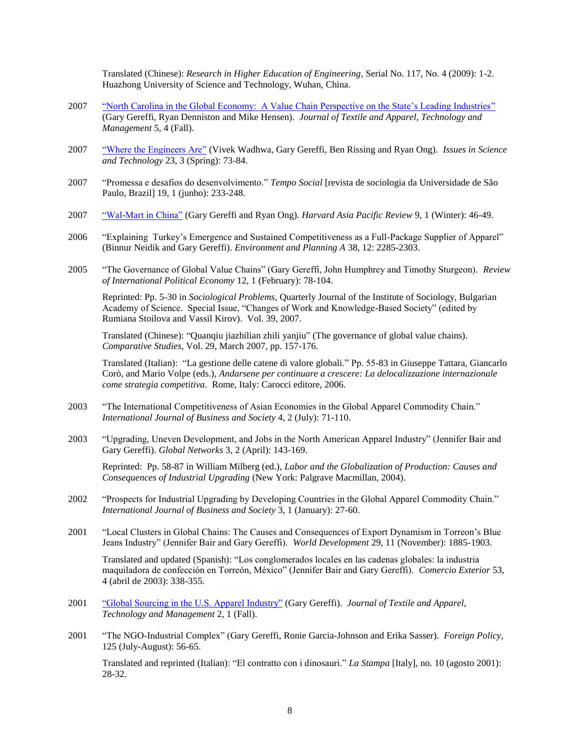Translated (Chinese): *Research in Higher Education of Engineering*, Serial No. 117, No. 4 (2009): 1-2. Huazhong University of Science and Technology, Wuhan, China.

2007 "North Carolina in the Global Economy: A Value Chain Perspective on the State's Leading Industries" (Gary Gereffi, Ryan Denniston and Mike Hensen). *Journal of Textile and Apparel, Technology and Management* 5, 4 (Fall).

2007 "Where the Engineers Are" (Vivek Wadhwa, Gary Gereffi, Ben Rissing and Ryan Ong). *Issues in Science and Technology* 23, 3 (Spring): 73-84.

2007 "Promessa e desafios do desenvolvimento." *Tempo Social* [revista de sociologia da Universidade de São Paulo, Brazil] 19, 1 (junho): 233-248.

2007 "Wal-Mart in China" (Gary Gereffi and Ryan Ong). *Harvard Asia Pacific Review* 9, 1 (Winter): 46-49.

2006 "Explaining Turkey's Emergence and Sustained Competitiveness as a Full-Package Supplier of Apparel" (Binnur Neidik and Gary Gereffi). *Environment and Planning A* 38, 12: 2285-2303.

2005 "The Governance of Global Value Chains" (Gary Gereffi, John Humphrey and Timothy Sturgeon). *Review of International Political Economy* 12, 1 (February): 78-104.

Reprinted: Pp. 5-30 in *Sociological Problems*, Quarterly Journal of the Institute of Sociology, Bulgarian Academy of Science. Special Issue, "Changes of Work and Knowledge-Based Society" (edited by Rumiana Stoilova and Vassil Kirov). Vol. 39, 2007.

Translated (Chinese): "Quanqiu jiazhilian zhili yanjiu" (The governance of global value chains). *Comparative Studies*, Vol. 29, March 2007, pp. 157-176.

Translated (Italian): "La gestione delle catene di valore globali." Pp. 55-83 in Giuseppe Tattara, Giancarlo Corò, and Mario Volpe (eds.), *Andarsene per continuare a crescere: La delocalizzazione internazionale come strategia competitiva*. Rome, Italy: Carocci editore, 2006.

2003 "The International Competitiveness of Asian Economies in the Global Apparel Commodity Chain." *International Journal of Business and Society* 4, 2 (July): 71-110.

2003 "Upgrading, Uneven Development, and Jobs in the North American Apparel Industry" (Jennifer Bair and Gary Gereffi). *Global Networks* 3, 2 (April): 143-169.

Reprinted: Pp. 58-87 in William Milberg (ed.), *Labor and the Globalization of Production: Causes and Consequences of Industrial Upgrading* (New York: Palgrave Macmillan, 2004).

2002 "Prospects for Industrial Upgrading by Developing Countries in the Global Apparel Commodity Chain." *International Journal of Business and Society* 3, 1 (January): 27-60.

2001 "Local Clusters in Global Chains: The Causes and Consequences of Export Dynamism in Torreon's Blue Jeans Industry" (Jennifer Bair and Gary Gereffi). *World Development* 29, 11 (November): 1885-1903.

Translated and updated (Spanish): "Los conglomerados locales en las cadenas globales: la industria maquiladora de confección en Torreón, México" (Jennifer Bair and Gary Gereffi). *Comercio Exterior* 53, 4 (abril de 2003): 338-355.

2001 "Global Sourcing in the U.S. Apparel Industry" (Gary Gereffi). *Journal of Textile and Apparel, Technology and Management* 2, 1 (Fall).

2001 "The NGO-Industrial Complex" (Gary Gereffi, Ronie Garcia-Johnson and Erika Sasser). *Foreign Policy*, 125 (July-August): 56-65.

Translated and reprinted (Italian): "El contratto con i dinosauri." *La Stampa* [Italy], no. 10 (agosto 2001): 28-32.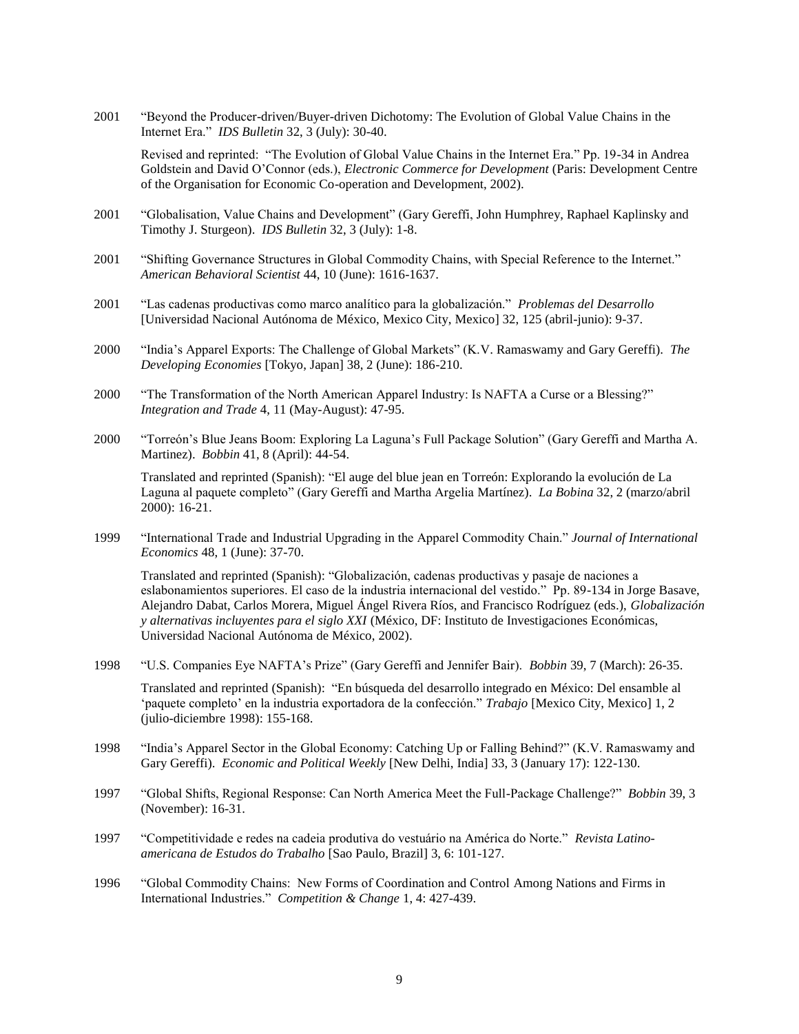2001 "Beyond the Producer-driven/Buyer-driven Dichotomy: The Evolution of Global Value Chains in the Internet Era." *IDS Bulletin* 32, 3 (July): 30-40.

Revised and reprinted: "The Evolution of Global Value Chains in the Internet Era." Pp. 19-34 in Andrea Goldstein and David O'Connor (eds.), *Electronic Commerce for Development* (Paris: Development Centre of the Organisation for Economic Co-operation and Development, 2002).

2001 "Globalisation, Value Chains and Development" (Gary Gereffi, John Humphrey, Raphael Kaplinsky and Timothy J. Sturgeon). *IDS Bulletin* 32, 3 (July): 1-8.

2001 "Shifting Governance Structures in Global Commodity Chains, with Special Reference to the Internet." *American Behavioral Scientist* 44, 10 (June): 1616-1637.

2001 "Las cadenas productivas como marco analítico para la globalización." *Problemas del Desarrollo* [Universidad Nacional Autónoma de México, Mexico City, Mexico] 32, 125 (abril-junio): 9-37.

2000 "India's Apparel Exports: The Challenge of Global Markets" (K.V. Ramaswamy and Gary Gereffi). *The Developing Economies* [Tokyo, Japan] 38, 2 (June): 186-210.

2000 "The Transformation of the North American Apparel Industry: Is NAFTA a Curse or a Blessing?" *Integration and Trade* 4, 11 (May-August): 47-95.

2000 "Torreón's Blue Jeans Boom: Exploring La Laguna's Full Package Solution" (Gary Gereffi and Martha A. Martinez). *Bobbin* 41, 8 (April): 44-54.

Translated and reprinted (Spanish): "El auge del blue jean en Torreón: Explorando la evolución de La Laguna al paquete completo" (Gary Gereffi and Martha Argelia Martínez). *La Bobina* 32, 2 (marzo/abril 2000): 16-21.

1999 "International Trade and Industrial Upgrading in the Apparel Commodity Chain." *Journal of International Economics* 48, 1 (June): 37-70.

Translated and reprinted (Spanish): "Globalización, cadenas productivas y pasaje de naciones a eslabonamientos superiores. El caso de la industria internacional del vestido." Pp. 89-134 in Jorge Basave, Alejandro Dabat, Carlos Morera, Miguel Ángel Rivera Ríos, and Francisco Rodríguez (eds.), *Globalización y alternativas incluyentes para el siglo XXI* (México, DF: Instituto de Investigaciones Económicas, Universidad Nacional Autónoma de México, 2002).

1998 "U.S. Companies Eye NAFTA's Prize" (Gary Gereffi and Jennifer Bair). *Bobbin* 39, 7 (March): 26-35.

Translated and reprinted (Spanish): "En búsqueda del desarrollo integrado en México: Del ensamble al 'paquete completo' en la industria exportadora de la confección." *Trabajo* [Mexico City, Mexico] 1, 2 (julio-diciembre 1998): 155-168.

1998 "India's Apparel Sector in the Global Economy: Catching Up or Falling Behind?" (K.V. Ramaswamy and Gary Gereffi). *Economic and Political Weekly* [New Delhi, India] 33, 3 (January 17): 122-130.

1997 "Global Shifts, Regional Response: Can North America Meet the Full-Package Challenge?" *Bobbin* 39, 3 (November): 16-31.

1997 "Competitividade e redes na cadeia produtiva do vestuário na América do Norte." *Revista Latino-americana de Estudos do Trabalho* [Sao Paulo, Brazil] 3, 6: 101-127.

1996 "Global Commodity Chains: New Forms of Coordination and Control Among Nations and Firms in International Industries." *Competition & Change* 1, 4: 427-439.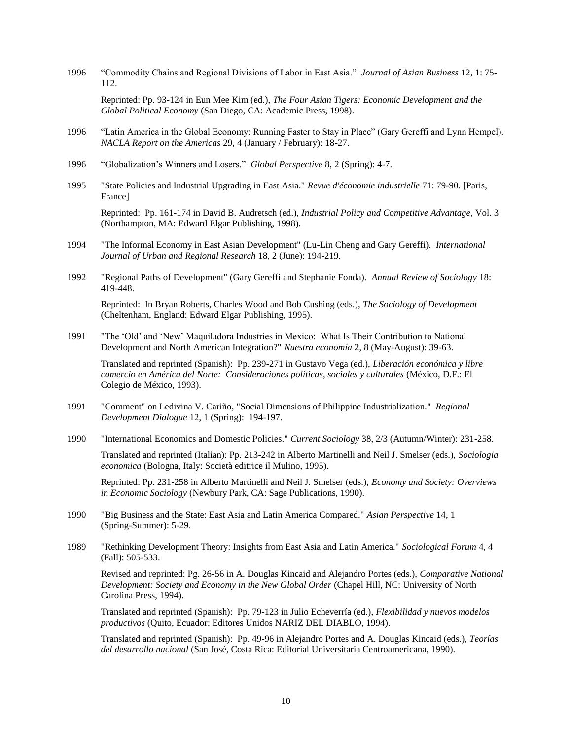1996 "Commodity Chains and Regional Divisions of Labor in East Asia." *Journal of Asian Business* 12, 1: 75-112.

Reprinted: Pp. 93-124 in Eun Mee Kim (ed.), *The Four Asian Tigers: Economic Development and the Global Political Economy* (San Diego, CA: Academic Press, 1998).

1996 "Latin America in the Global Economy: Running Faster to Stay in Place" (Gary Gereffi and Lynn Hempel). *NACLA Report on the Americas* 29, 4 (January / February): 18-27.

1996 "Globalization's Winners and Losers." *Global Perspective* 8, 2 (Spring): 4-7.

1995 "State Policies and Industrial Upgrading in East Asia." *Revue d'économie industrielle* 71: 79-90. [Paris, France]

Reprinted: Pp. 161-174 in David B. Audretsch (ed.), *Industrial Policy and Competitive Advantage*, Vol. 3 (Northampton, MA: Edward Elgar Publishing, 1998).

1994 "The Informal Economy in East Asian Development" (Lu-Lin Cheng and Gary Gereffi). *International Journal of Urban and Regional Research* 18, 2 (June): 194-219.

1992 "Regional Paths of Development" (Gary Gereffi and Stephanie Fonda). *Annual Review of Sociology* 18: 419-448.

Reprinted: In Bryan Roberts, Charles Wood and Bob Cushing (eds.), *The Sociology of Development* (Cheltenham, England: Edward Elgar Publishing, 1995).

1991 "The 'Old' and 'New' Maquiladora Industries in Mexico: What Is Their Contribution to National Development and North American Integration?" *Nuestra economía* 2, 8 (May-August): 39-63.

Translated and reprinted (Spanish): Pp. 239-271 in Gustavo Vega (ed.), *Liberación económica y libre comercio en América del Norte: Consideraciones políticas, sociales y culturales* (México, D.F.: El Colegio de México, 1993).

1991 "Comment" on Ledivina V. Cariño, "Social Dimensions of Philippine Industrialization." *Regional Development Dialogue* 12, 1 (Spring): 194-197.

1990 "International Economics and Domestic Policies." *Current Sociology* 38, 2/3 (Autumn/Winter): 231-258.

Translated and reprinted (Italian): Pp. 213-242 in Alberto Martinelli and Neil J. Smelser (eds.), *Sociologia economica* (Bologna, Italy: Società editrice il Mulino, 1995).

Reprinted: Pp. 231-258 in Alberto Martinelli and Neil J. Smelser (eds.), *Economy and Society: Overviews in Economic Sociology* (Newbury Park, CA: Sage Publications, 1990).

1990 "Big Business and the State: East Asia and Latin America Compared." *Asian Perspective* 14, 1 (Spring-Summer): 5-29.

1989 "Rethinking Development Theory: Insights from East Asia and Latin America." *Sociological Forum* 4, 4 (Fall): 505-533.

Revised and reprinted: Pg. 26-56 in A. Douglas Kincaid and Alejandro Portes (eds.), *Comparative National Development: Society and Economy in the New Global Order* (Chapel Hill, NC: University of North Carolina Press, 1994).

Translated and reprinted (Spanish): Pp. 79-123 in Julio Echeverría (ed.), *Flexibilidad y nuevos modelos productivos* (Quito, Ecuador: Editores Unidos NARIZ DEL DIABLO, 1994).

Translated and reprinted (Spanish): Pp. 49-96 in Alejandro Portes and A. Douglas Kincaid (eds.), *Teorías del desarrollo nacional* (San José, Costa Rica: Editorial Universitaria Centroamericana, 1990).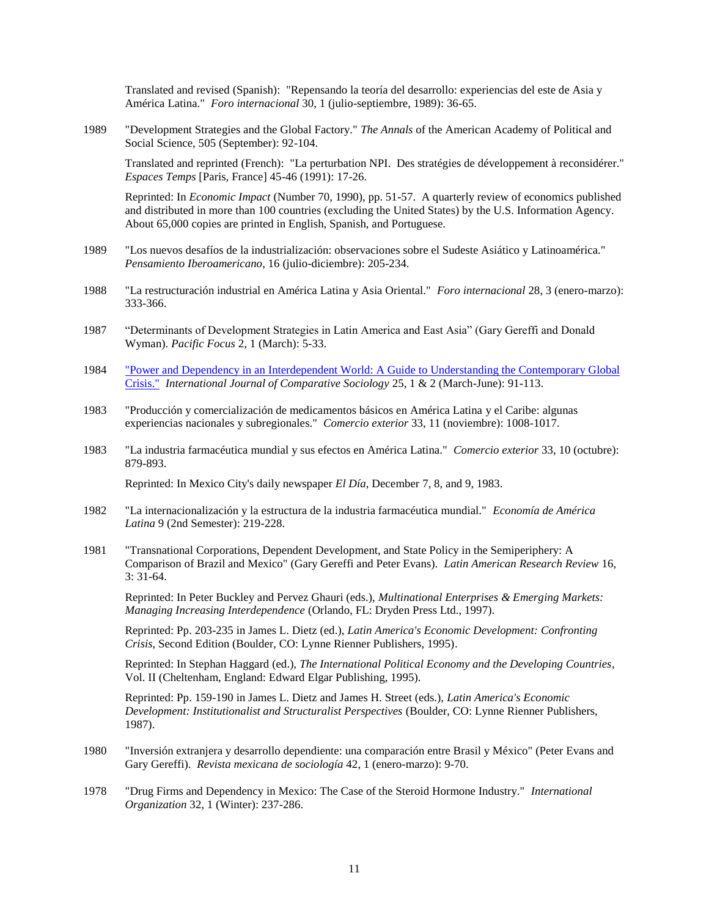Translated and revised (Spanish): "Repensando la teoría del desarrollo: experiencias del este de Asia y América Latina." *Foro internacional* 30, 1 (julio-septiembre, 1989): 36-65.

1989 "Development Strategies and the Global Factory." *The Annals* of the American Academy of Political and Social Science, 505 (September): 92-104.

Translated and reprinted (French): "La perturbation NPI. Des stratégies de développement à reconsidérer." *Espaces Temps* [Paris, France] 45-46 (1991): 17-26.

Reprinted: In *Economic Impact* (Number 70, 1990), pp. 51-57. A quarterly review of economics published and distributed in more than 100 countries (excluding the United States) by the U.S. Information Agency. About 65,000 copies are printed in English, Spanish, and Portuguese.

1989 "Los nuevos desafíos de la industrialización: observaciones sobre el Sudeste Asiático y Latinoamérica." *Pensamiento Iberoamericano*, 16 (julio-diciembre): 205-234.

1988 "La restructuración industrial en América Latina y Asia Oriental." *Foro internacional* 28, 3 (enero-marzo): 333-366.

1987 "Determinants of Development Strategies in Latin America and East Asia" (Gary Gereffi and Donald Wyman). *Pacific Focus* 2, 1 (March): 5-33.

1984 "Power and Dependency in an Interdependent World: A Guide to Understanding the Contemporary Global Crisis." *International Journal of Comparative Sociology* 25, 1 & 2 (March-June): 91-113.

1983 "Producción y comercialización de medicamentos básicos en América Latina y el Caribe: algunas experiencias nacionales y subregionales." *Comercio exterior* 33, 11 (noviembre): 1008-1017.

1983 "La industria farmacéutica mundial y sus efectos en América Latina." *Comercio exterior* 33, 10 (octubre): 879-893.

Reprinted: In Mexico City's daily newspaper *El Día*, December 7, 8, and 9, 1983.

1982 "La internacionalización y la estructura de la industria farmacéutica mundial." *Economía de América Latina* 9 (2nd Semester): 219-228.

1981 "Transnational Corporations, Dependent Development, and State Policy in the Semiperiphery: A Comparison of Brazil and Mexico" (Gary Gereffi and Peter Evans). *Latin American Research Review* 16, 3: 31-64.

Reprinted: In Peter Buckley and Pervez Ghauri (eds.), *Multinational Enterprises & Emerging Markets: Managing Increasing Interdependence* (Orlando, FL: Dryden Press Ltd., 1997).

Reprinted: Pp. 203-235 in James L. Dietz (ed.), *Latin America's Economic Development: Confronting Crisis*, Second Edition (Boulder, CO: Lynne Rienner Publishers, 1995).

Reprinted: In Stephan Haggard (ed.), *The International Political Economy and the Developing Countries*, Vol. II (Cheltenham, England: Edward Elgar Publishing, 1995).

Reprinted: Pp. 159-190 in James L. Dietz and James H. Street (eds.), *Latin America's Economic Development: Institutionalist and Structuralist Perspectives* (Boulder, CO: Lynne Rienner Publishers, 1987).

1980 "Inversión extranjera y desarrollo dependiente: una comparación entre Brasil y México" (Peter Evans and Gary Gereffi). *Revista mexicana de sociología* 42, 1 (enero-marzo): 9-70.

1978 "Drug Firms and Dependency in Mexico: The Case of the Steroid Hormone Industry." *International Organization* 32, 1 (Winter): 237-286.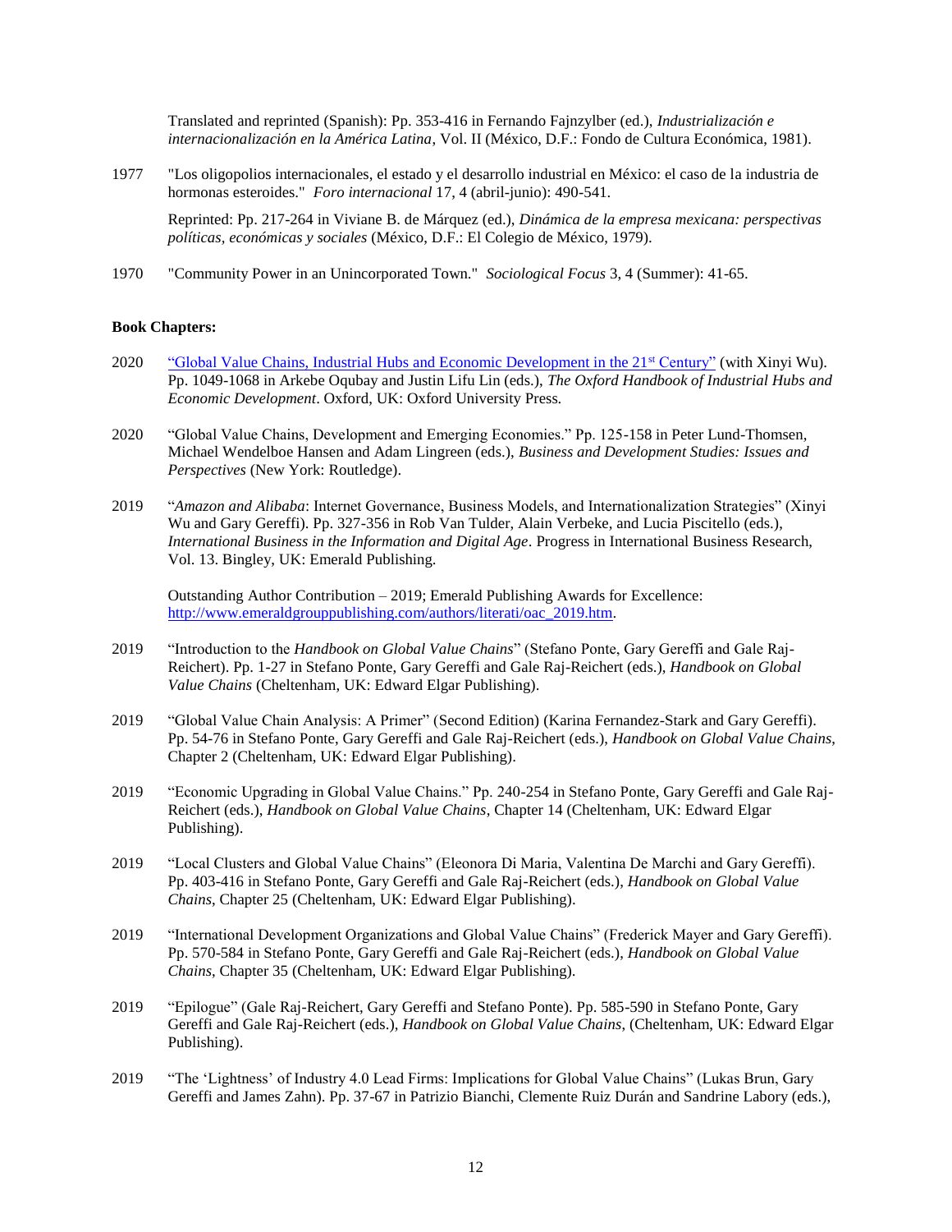Translated and reprinted (Spanish): Pp. 353-416 in Fernando Fajnzylber (ed.), *Industrialización e internacionalización en la América Latina*, Vol. II (México, D.F.: Fondo de Cultura Económica, 1981).

1977 "Los oligopolios internacionales, el estado y el desarrollo industrial en México: el caso de la industria de hormonas esteroides." *Foro internacional* 17, 4 (abril-junio): 490-541.

Reprinted: Pp. 217-264 in Viviane B. de Márquez (ed.), *Dinámica de la empresa mexicana: perspectivas políticas, económicas y sociales* (México, D.F.: El Colegio de México, 1979).

1970 "Community Power in an Unincorporated Town." *Sociological Focus* 3, 4 (Summer): 41-65.

**Book Chapters:**

2020 "Global Value Chains, Industrial Hubs and Economic Development in the 21st Century" (with Xinyi Wu). Pp. 1049-1068 in Arkebe Oqubay and Justin Lifu Lin (eds.), *The Oxford Handbook of Industrial Hubs and Economic Development*. Oxford, UK: Oxford University Press.

2020 "Global Value Chains, Development and Emerging Economies." Pp. 125-158 in Peter Lund-Thomsen, Michael Wendelboe Hansen and Adam Lingreen (eds.), *Business and Development Studies: Issues and Perspectives* (New York: Routledge).

2019 "*Amazon and Alibaba*: Internet Governance, Business Models, and Internationalization Strategies" (Xinyi Wu and Gary Gereffi). Pp. 327-356 in Rob Van Tulder, Alain Verbeke, and Lucia Piscitello (eds.), *International Business in the Information and Digital Age*. Progress in International Business Research, Vol. 13. Bingley, UK: Emerald Publishing.

Outstanding Author Contribution – 2019; Emerald Publishing Awards for Excellence: http://www.emeraldgrouppublishing.com/authors/literati/oac_2019.htm.

2019 "Introduction to the *Handbook on Global Value Chains*" (Stefano Ponte, Gary Gereffi and Gale Raj-Reichert). Pp. 1-27 in Stefano Ponte, Gary Gereffi and Gale Raj-Reichert (eds.), *Handbook on Global Value Chains* (Cheltenham, UK: Edward Elgar Publishing).

2019 "Global Value Chain Analysis: A Primer" (Second Edition) (Karina Fernandez-Stark and Gary Gereffi). Pp. 54-76 in Stefano Ponte, Gary Gereffi and Gale Raj-Reichert (eds.), *Handbook on Global Value Chains*, Chapter 2 (Cheltenham, UK: Edward Elgar Publishing).

2019 "Economic Upgrading in Global Value Chains." Pp. 240-254 in Stefano Ponte, Gary Gereffi and Gale Raj-Reichert (eds.), *Handbook on Global Value Chains*, Chapter 14 (Cheltenham, UK: Edward Elgar Publishing).

2019 "Local Clusters and Global Value Chains" (Eleonora Di Maria, Valentina De Marchi and Gary Gereffi). Pp. 403-416 in Stefano Ponte, Gary Gereffi and Gale Raj-Reichert (eds.), *Handbook on Global Value Chains*, Chapter 25 (Cheltenham, UK: Edward Elgar Publishing).

2019 "International Development Organizations and Global Value Chains" (Frederick Mayer and Gary Gereffi). Pp. 570-584 in Stefano Ponte, Gary Gereffi and Gale Raj-Reichert (eds.), *Handbook on Global Value Chains*, Chapter 35 (Cheltenham, UK: Edward Elgar Publishing).

2019 "Epilogue" (Gale Raj-Reichert, Gary Gereffi and Stefano Ponte). Pp. 585-590 in Stefano Ponte, Gary Gereffi and Gale Raj-Reichert (eds.), *Handbook on Global Value Chains*, (Cheltenham, UK: Edward Elgar Publishing).

2019 "The 'Lightness' of Industry 4.0 Lead Firms: Implications for Global Value Chains" (Lukas Brun, Gary Gereffi and James Zahn). Pp. 37-67 in Patrizio Bianchi, Clemente Ruiz Durán and Sandrine Labory (eds.),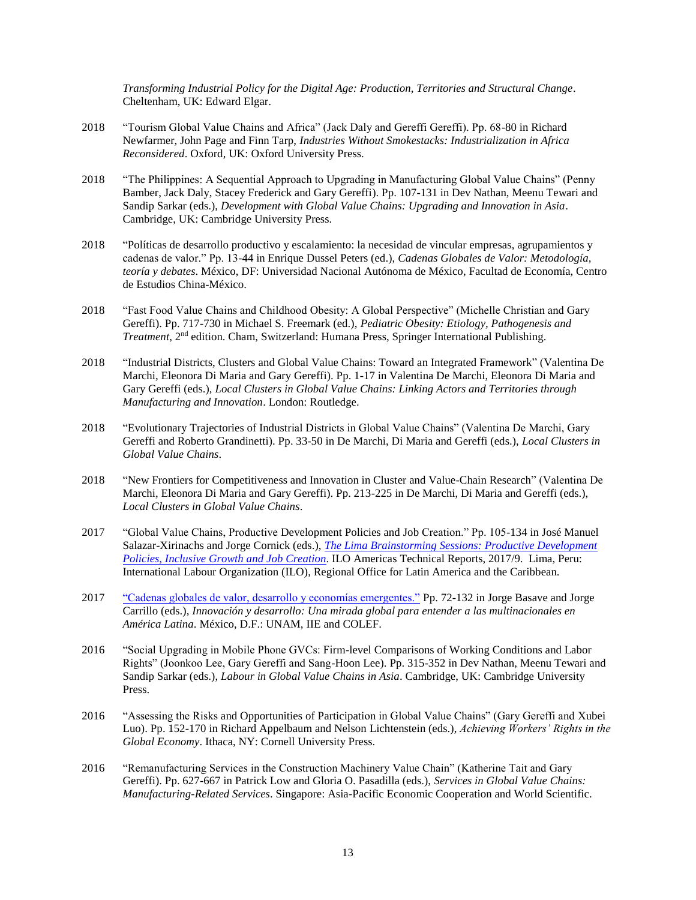*Transforming Industrial Policy for the Digital Age: Production, Territories and Structural Change*. Cheltenham, UK: Edward Elgar.

2018 "Tourism Global Value Chains and Africa" (Jack Daly and Gereffi Gereffi). Pp. 68-80 in Richard Newfarmer, John Page and Finn Tarp, *Industries Without Smokestacks: Industrialization in Africa Reconsidered*. Oxford, UK: Oxford University Press.

2018 "The Philippines: A Sequential Approach to Upgrading in Manufacturing Global Value Chains" (Penny Bamber, Jack Daly, Stacey Frederick and Gary Gereffi). Pp. 107-131 in Dev Nathan, Meenu Tewari and Sandip Sarkar (eds.), *Development with Global Value Chains: Upgrading and Innovation in Asia*. Cambridge, UK: Cambridge University Press.

2018 "Políticas de desarrollo productivo y escalamiento: la necesidad de vincular empresas, agrupamientos y cadenas de valor." Pp. 13-44 in Enrique Dussel Peters (ed.), *Cadenas Globales de Valor: Metodología, teoría y debates*. México, DF: Universidad Nacional Autónoma de México, Facultad de Economía, Centro de Estudios China-México.

2018 "Fast Food Value Chains and Childhood Obesity: A Global Perspective" (Michelle Christian and Gary Gereffi). Pp. 717-730 in Michael S. Freemark (ed.), *Pediatric Obesity: Etiology, Pathogenesis and Treatment*, 2nd edition. Cham, Switzerland: Humana Press, Springer International Publishing.

2018 "Industrial Districts, Clusters and Global Value Chains: Toward an Integrated Framework" (Valentina De Marchi, Eleonora Di Maria and Gary Gereffi). Pp. 1-17 in Valentina De Marchi, Eleonora Di Maria and Gary Gereffi (eds.), *Local Clusters in Global Value Chains: Linking Actors and Territories through Manufacturing and Innovation*. London: Routledge.

2018 "Evolutionary Trajectories of Industrial Districts in Global Value Chains" (Valentina De Marchi, Gary Gereffi and Roberto Grandinetti). Pp. 33-50 in De Marchi, Di Maria and Gereffi (eds.), *Local Clusters in Global Value Chains*.

2018 "New Frontiers for Competitiveness and Innovation in Cluster and Value-Chain Research" (Valentina De Marchi, Eleonora Di Maria and Gary Gereffi). Pp. 213-225 in De Marchi, Di Maria and Gereffi (eds.), *Local Clusters in Global Value Chains*.

2017 "Global Value Chains, Productive Development Policies and Job Creation." Pp. 105-134 in José Manuel Salazar-Xirinachs and Jorge Cornick (eds.), *The Lima Brainstorming Sessions: Productive Development Policies, Inclusive Growth and Job Creation*. ILO Americas Technical Reports, 2017/9. Lima, Peru: International Labour Organization (ILO), Regional Office for Latin America and the Caribbean.

2017 "Cadenas globales de valor, desarrollo y economías emergentes." Pp. 72-132 in Jorge Basave and Jorge Carrillo (eds.), *Innovación y desarrollo: Una mirada global para entender a las multinacionales en América Latina*. México, D.F.: UNAM, IIE and COLEF.

2016 "Social Upgrading in Mobile Phone GVCs: Firm-level Comparisons of Working Conditions and Labor Rights" (Joonkoo Lee, Gary Gereffi and Sang-Hoon Lee). Pp. 315-352 in Dev Nathan, Meenu Tewari and Sandip Sarkar (eds.), *Labour in Global Value Chains in Asia*. Cambridge, UK: Cambridge University Press.

2016 "Assessing the Risks and Opportunities of Participation in Global Value Chains" (Gary Gereffi and Xubei Luo). Pp. 152-170 in Richard Appelbaum and Nelson Lichtenstein (eds.), *Achieving Workers' Rights in the Global Economy*. Ithaca, NY: Cornell University Press.

2016 "Remanufacturing Services in the Construction Machinery Value Chain" (Katherine Tait and Gary Gereffi). Pp. 627-667 in Patrick Low and Gloria O. Pasadilla (eds.), *Services in Global Value Chains: Manufacturing-Related Services*. Singapore: Asia-Pacific Economic Cooperation and World Scientific.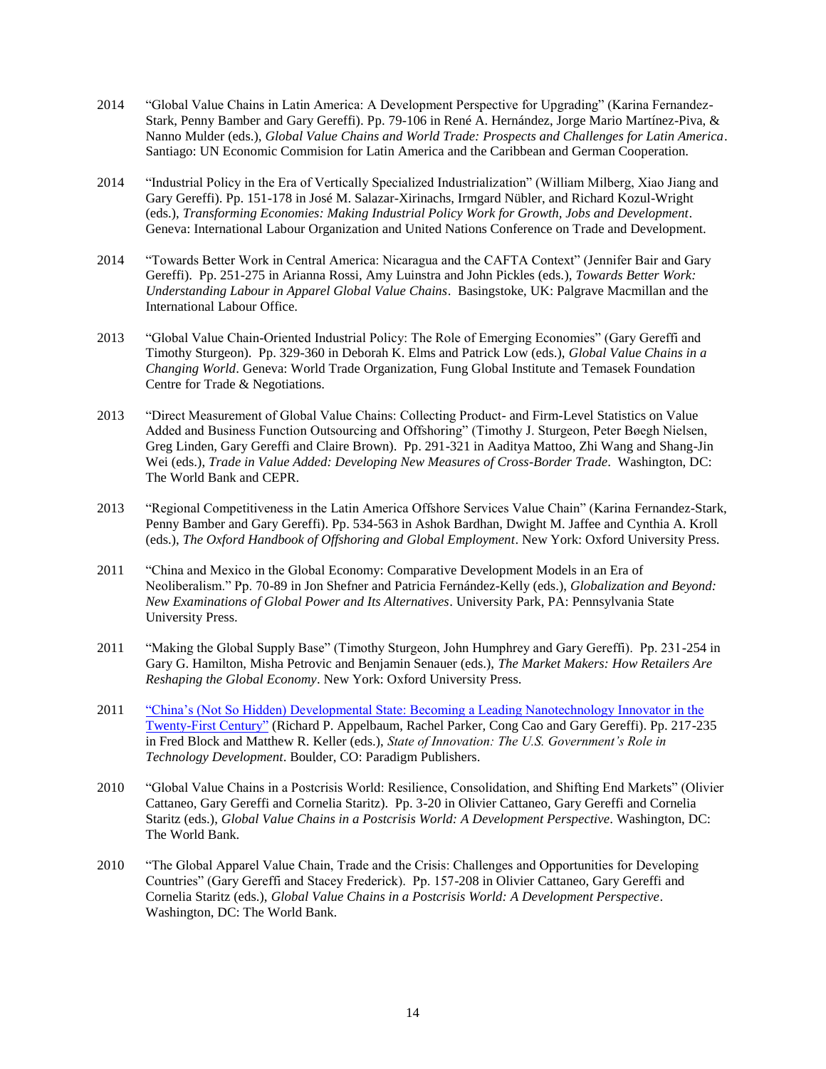2014 "Global Value Chains in Latin America: A Development Perspective for Upgrading" (Karina Fernandez-Stark, Penny Bamber and Gary Gereffi). Pp. 79-106 in René A. Hernández, Jorge Mario Martínez-Piva, & Nanno Mulder (eds.), *Global Value Chains and World Trade: Prospects and Challenges for Latin America*. Santiago: UN Economic Commision for Latin America and the Caribbean and German Cooperation.

2014 "Industrial Policy in the Era of Vertically Specialized Industrialization" (William Milberg, Xiao Jiang and Gary Gereffi). Pp. 151-178 in José M. Salazar-Xirinachs, Irmgard Nübler, and Richard Kozul-Wright (eds.), *Transforming Economies: Making Industrial Policy Work for Growth, Jobs and Development*. Geneva: International Labour Organization and United Nations Conference on Trade and Development.

2014 "Towards Better Work in Central America: Nicaragua and the CAFTA Context" (Jennifer Bair and Gary Gereffi). Pp. 251-275 in Arianna Rossi, Amy Luinstra and John Pickles (eds.), *Towards Better Work: Understanding Labour in Apparel Global Value Chains*. Basingstoke, UK: Palgrave Macmillan and the International Labour Office.

2013 "Global Value Chain-Oriented Industrial Policy: The Role of Emerging Economies" (Gary Gereffi and Timothy Sturgeon). Pp. 329-360 in Deborah K. Elms and Patrick Low (eds.), *Global Value Chains in a Changing World*. Geneva: World Trade Organization, Fung Global Institute and Temasek Foundation Centre for Trade & Negotiations.

2013 "Direct Measurement of Global Value Chains: Collecting Product- and Firm-Level Statistics on Value Added and Business Function Outsourcing and Offshoring" (Timothy J. Sturgeon, Peter Bøegh Nielsen, Greg Linden, Gary Gereffi and Claire Brown). Pp. 291-321 in Aaditya Mattoo, Zhi Wang and Shang-Jin Wei (eds.), *Trade in Value Added: Developing New Measures of Cross-Border Trade*. Washington, DC: The World Bank and CEPR.

2013 "Regional Competitiveness in the Latin America Offshore Services Value Chain" (Karina Fernandez-Stark, Penny Bamber and Gary Gereffi). Pp. 534-563 in Ashok Bardhan, Dwight M. Jaffee and Cynthia A. Kroll (eds.), *The Oxford Handbook of Offshoring and Global Employment*. New York: Oxford University Press.

2011 "China and Mexico in the Global Economy: Comparative Development Models in an Era of Neoliberalism." Pp. 70-89 in Jon Shefner and Patricia Fernández-Kelly (eds.), *Globalization and Beyond: New Examinations of Global Power and Its Alternatives*. University Park, PA: Pennsylvania State University Press.

2011 "Making the Global Supply Base" (Timothy Sturgeon, John Humphrey and Gary Gereffi). Pp. 231-254 in Gary G. Hamilton, Misha Petrovic and Benjamin Senauer (eds.), *The Market Makers: How Retailers Are Reshaping the Global Economy*. New York: Oxford University Press.

2011 "China's (Not So Hidden) Developmental State: Becoming a Leading Nanotechnology Innovator in the Twenty-First Century" (Richard P. Appelbaum, Rachel Parker, Cong Cao and Gary Gereffi). Pp. 217-235 in Fred Block and Matthew R. Keller (eds.), *State of Innovation: The U.S. Government's Role in Technology Development*. Boulder, CO: Paradigm Publishers.

2010 "Global Value Chains in a Postcrisis World: Resilience, Consolidation, and Shifting End Markets" (Olivier Cattaneo, Gary Gereffi and Cornelia Staritz). Pp. 3-20 in Olivier Cattaneo, Gary Gereffi and Cornelia Staritz (eds.), *Global Value Chains in a Postcrisis World: A Development Perspective*. Washington, DC: The World Bank.

2010 "The Global Apparel Value Chain, Trade and the Crisis: Challenges and Opportunities for Developing Countries" (Gary Gereffi and Stacey Frederick). Pp. 157-208 in Olivier Cattaneo, Gary Gereffi and Cornelia Staritz (eds.), *Global Value Chains in a Postcrisis World: A Development Perspective*. Washington, DC: The World Bank.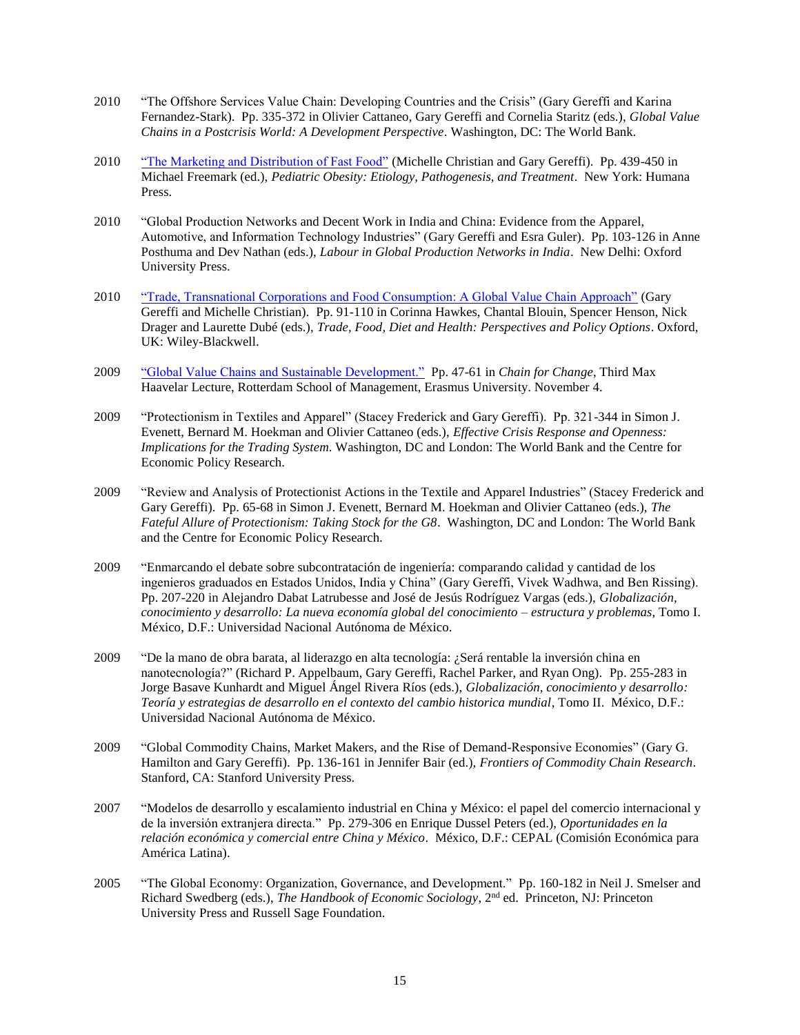2010 "The Offshore Services Value Chain: Developing Countries and the Crisis" (Gary Gereffi and Karina Fernandez-Stark). Pp. 335-372 in Olivier Cattaneo, Gary Gereffi and Cornelia Staritz (eds.), *Global Value Chains in a Postcrisis World: A Development Perspective*. Washington, DC: The World Bank.

2010 "The Marketing and Distribution of Fast Food" (Michelle Christian and Gary Gereffi). Pp. 439-450 in Michael Freemark (ed.), *Pediatric Obesity: Etiology, Pathogenesis, and Treatment*. New York: Humana Press.

2010 "Global Production Networks and Decent Work in India and China: Evidence from the Apparel, Automotive, and Information Technology Industries" (Gary Gereffi and Esra Guler). Pp. 103-126 in Anne Posthuma and Dev Nathan (eds.), *Labour in Global Production Networks in India*. New Delhi: Oxford University Press.

2010 "Trade, Transnational Corporations and Food Consumption: A Global Value Chain Approach" (Gary Gereffi and Michelle Christian). Pp. 91-110 in Corinna Hawkes, Chantal Blouin, Spencer Henson, Nick Drager and Laurette Dubé (eds.), *Trade, Food, Diet and Health: Perspectives and Policy Options*. Oxford, UK: Wiley-Blackwell.

2009 "Global Value Chains and Sustainable Development." Pp. 47-61 in *Chain for Change*, Third Max Haavelar Lecture, Rotterdam School of Management, Erasmus University. November 4.

2009 "Protectionism in Textiles and Apparel" (Stacey Frederick and Gary Gereffi). Pp. 321-344 in Simon J. Evenett, Bernard M. Hoekman and Olivier Cattaneo (eds.), *Effective Crisis Response and Openness: Implications for the Trading System*. Washington, DC and London: The World Bank and the Centre for Economic Policy Research.

2009 "Review and Analysis of Protectionist Actions in the Textile and Apparel Industries" (Stacey Frederick and Gary Gereffi). Pp. 65-68 in Simon J. Evenett, Bernard M. Hoekman and Olivier Cattaneo (eds.), *The Fateful Allure of Protectionism: Taking Stock for the G8*. Washington, DC and London: The World Bank and the Centre for Economic Policy Research.

2009 "Enmarcando el debate sobre subcontratación de ingeniería: comparando calidad y cantidad de los ingenieros graduados en Estados Unidos, India y China" (Gary Gereffi, Vivek Wadhwa, and Ben Rissing). Pp. 207-220 in Alejandro Dabat Latrubesse and José de Jesús Rodríguez Vargas (eds.), *Globalización, conocimiento y desarrollo: La nueva economía global del conocimiento – estructura y problemas*, Tomo I. México, D.F.: Universidad Nacional Autónoma de México.

2009 "De la mano de obra barata, al liderazgo en alta tecnología: ¿Será rentable la inversión china en nanotecnología?" (Richard P. Appelbaum, Gary Gereffi, Rachel Parker, and Ryan Ong). Pp. 255-283 in Jorge Basave Kunhardt and Miguel Ángel Rivera Ríos (eds.), *Globalización, conocimiento y desarrollo: Teoría y estrategias de desarrollo en el contexto del cambio historica mundial*, Tomo II. México, D.F.: Universidad Nacional Autónoma de México.

2009 "Global Commodity Chains, Market Makers, and the Rise of Demand-Responsive Economies" (Gary G. Hamilton and Gary Gereffi). Pp. 136-161 in Jennifer Bair (ed.), *Frontiers of Commodity Chain Research*. Stanford, CA: Stanford University Press.

2007 "Modelos de desarrollo y escalamiento industrial en China y México: el papel del comercio internacional y de la inversión extranjera directa." Pp. 279-306 en Enrique Dussel Peters (ed.), *Oportunidades en la relación económica y comercial entre China y México*. México, D.F.: CEPAL (Comisión Económica para América Latina).

2005 "The Global Economy: Organization, Governance, and Development." Pp. 160-182 in Neil J. Smelser and Richard Swedberg (eds.), *The Handbook of Economic Sociology*, 2nd ed. Princeton, NJ: Princeton University Press and Russell Sage Foundation.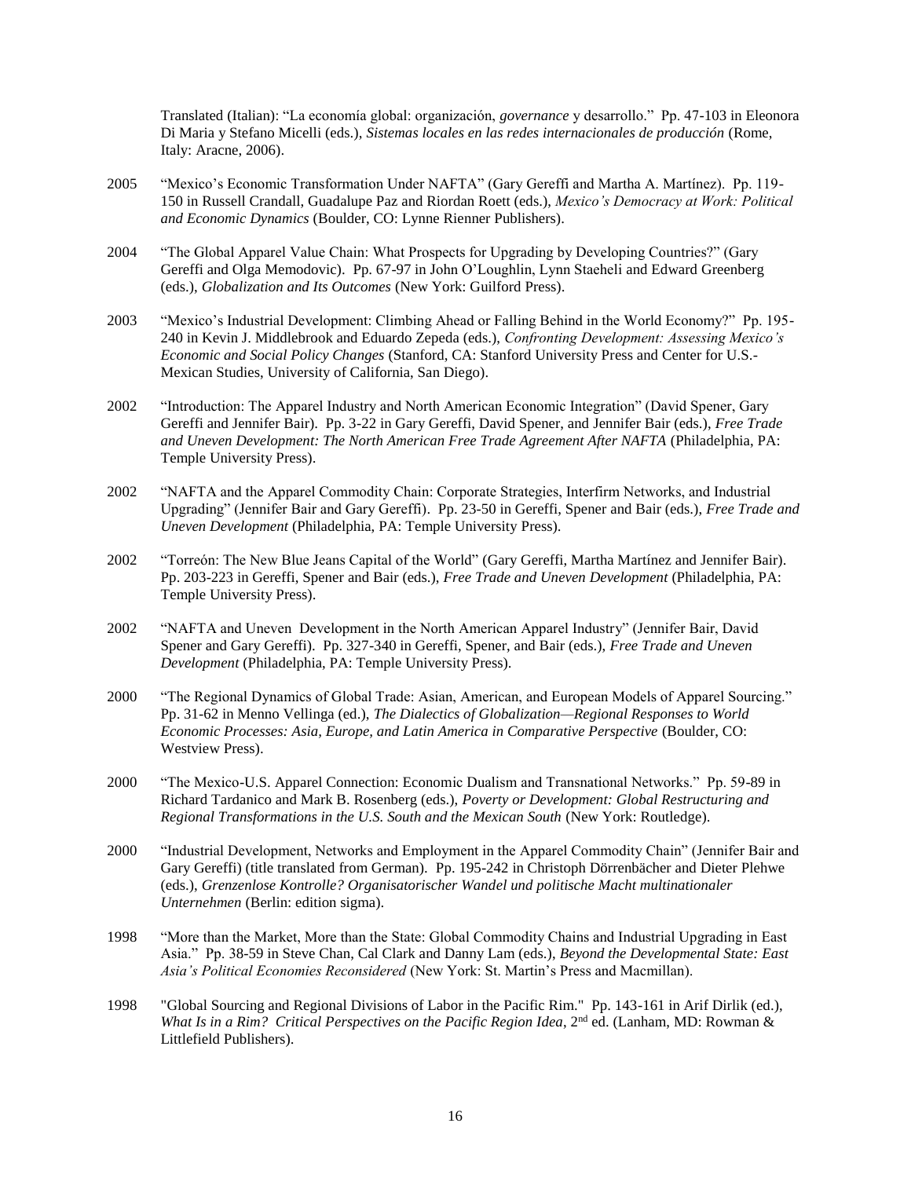Translated (Italian): "La economía global: organización, *governance* y desarrollo." Pp. 47-103 in Eleonora Di Maria y Stefano Micelli (eds.), *Sistemas locales en las redes internacionales de producción* (Rome, Italy: Aracne, 2006).

2005 "Mexico's Economic Transformation Under NAFTA" (Gary Gereffi and Martha A. Martínez). Pp. 119-150 in Russell Crandall, Guadalupe Paz and Riordan Roett (eds.), *Mexico's Democracy at Work: Political and Economic Dynamics* (Boulder, CO: Lynne Rienner Publishers).

2004 "The Global Apparel Value Chain: What Prospects for Upgrading by Developing Countries?" (Gary Gereffi and Olga Memodovic). Pp. 67-97 in John O'Loughlin, Lynn Staeheli and Edward Greenberg (eds.), *Globalization and Its Outcomes* (New York: Guilford Press).

2003 "Mexico's Industrial Development: Climbing Ahead or Falling Behind in the World Economy?" Pp. 195-240 in Kevin J. Middlebrook and Eduardo Zepeda (eds.), *Confronting Development: Assessing Mexico's Economic and Social Policy Changes* (Stanford, CA: Stanford University Press and Center for U.S.-Mexican Studies, University of California, San Diego).

2002 "Introduction: The Apparel Industry and North American Economic Integration" (David Spener, Gary Gereffi and Jennifer Bair). Pp. 3-22 in Gary Gereffi, David Spener, and Jennifer Bair (eds.), *Free Trade and Uneven Development: The North American Free Trade Agreement After NAFTA* (Philadelphia, PA: Temple University Press).

2002 "NAFTA and the Apparel Commodity Chain: Corporate Strategies, Interfirm Networks, and Industrial Upgrading" (Jennifer Bair and Gary Gereffi). Pp. 23-50 in Gereffi, Spener and Bair (eds.), *Free Trade and Uneven Development* (Philadelphia, PA: Temple University Press).

2002 "Torreón: The New Blue Jeans Capital of the World" (Gary Gereffi, Martha Martínez and Jennifer Bair). Pp. 203-223 in Gereffi, Spener and Bair (eds.), *Free Trade and Uneven Development* (Philadelphia, PA: Temple University Press).

2002 "NAFTA and Uneven Development in the North American Apparel Industry" (Jennifer Bair, David Spener and Gary Gereffi). Pp. 327-340 in Gereffi, Spener, and Bair (eds.), *Free Trade and Uneven Development* (Philadelphia, PA: Temple University Press).

2000 "The Regional Dynamics of Global Trade: Asian, American, and European Models of Apparel Sourcing." Pp. 31-62 in Menno Vellinga (ed.), *The Dialectics of Globalization—Regional Responses to World Economic Processes: Asia, Europe, and Latin America in Comparative Perspective* (Boulder, CO: Westview Press).

2000 "The Mexico-U.S. Apparel Connection: Economic Dualism and Transnational Networks." Pp. 59-89 in Richard Tardanico and Mark B. Rosenberg (eds.), *Poverty or Development: Global Restructuring and Regional Transformations in the U.S. South and the Mexican South* (New York: Routledge).

2000 "Industrial Development, Networks and Employment in the Apparel Commodity Chain" (Jennifer Bair and Gary Gereffi) (title translated from German). Pp. 195-242 in Christoph Dörrenbächer and Dieter Plehwe (eds.), *Grenzenlose Kontrolle? Organisatorischer Wandel und politische Macht multinationaler Unternehmen* (Berlin: edition sigma).

1998 "More than the Market, More than the State: Global Commodity Chains and Industrial Upgrading in East Asia." Pp. 38-59 in Steve Chan, Cal Clark and Danny Lam (eds.), *Beyond the Developmental State: East Asia's Political Economies Reconsidered* (New York: St. Martin's Press and Macmillan).

1998 "Global Sourcing and Regional Divisions of Labor in the Pacific Rim." Pp. 143-161 in Arif Dirlik (ed.), *What Is in a Rim? Critical Perspectives on the Pacific Region Idea*, 2nd ed. (Lanham, MD: Rowman & Littlefield Publishers).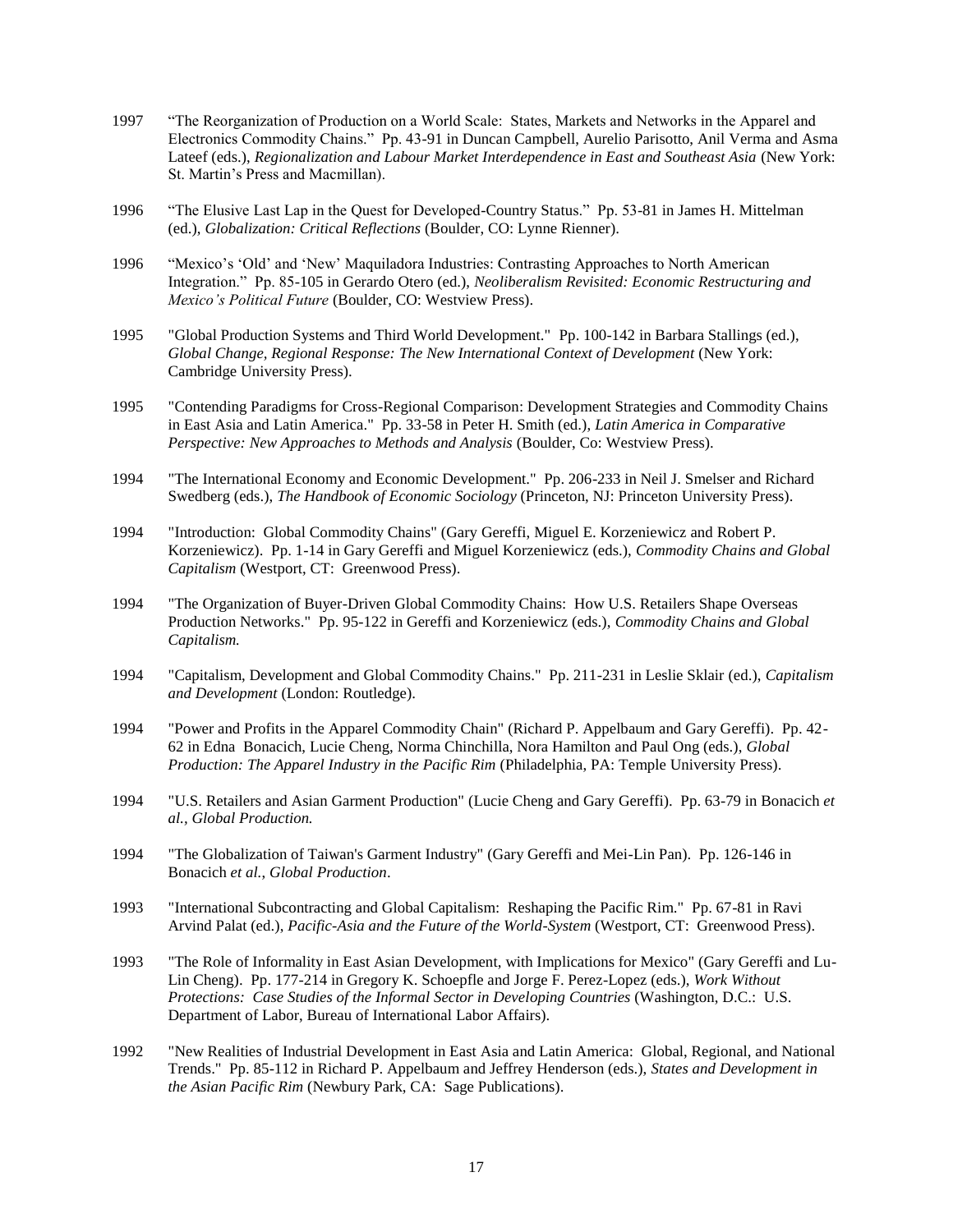1997 "The Reorganization of Production on a World Scale: States, Markets and Networks in the Apparel and Electronics Commodity Chains." Pp. 43-91 in Duncan Campbell, Aurelio Parisotto, Anil Verma and Asma Lateef (eds.), *Regionalization and Labour Market Interdependence in East and Southeast Asia* (New York: St. Martin's Press and Macmillan).

1996 "The Elusive Last Lap in the Quest for Developed-Country Status." Pp. 53-81 in James H. Mittelman (ed.), *Globalization: Critical Reflections* (Boulder, CO: Lynne Rienner).

1996 "Mexico's 'Old' and 'New' Maquiladora Industries: Contrasting Approaches to North American Integration." Pp. 85-105 in Gerardo Otero (ed.), *Neoliberalism Revisited: Economic Restructuring and Mexico's Political Future* (Boulder, CO: Westview Press).

1995 "Global Production Systems and Third World Development." Pp. 100-142 in Barbara Stallings (ed.), *Global Change, Regional Response: The New International Context of Development* (New York: Cambridge University Press).

1995 "Contending Paradigms for Cross-Regional Comparison: Development Strategies and Commodity Chains in East Asia and Latin America." Pp. 33-58 in Peter H. Smith (ed.), *Latin America in Comparative Perspective: New Approaches to Methods and Analysis* (Boulder, Co: Westview Press).

1994 "The International Economy and Economic Development." Pp. 206-233 in Neil J. Smelser and Richard Swedberg (eds.), *The Handbook of Economic Sociology* (Princeton, NJ: Princeton University Press).

1994 "Introduction: Global Commodity Chains" (Gary Gereffi, Miguel E. Korzeniewicz and Robert P. Korzeniewicz). Pp. 1-14 in Gary Gereffi and Miguel Korzeniewicz (eds.), *Commodity Chains and Global Capitalism* (Westport, CT: Greenwood Press).

1994 "The Organization of Buyer-Driven Global Commodity Chains: How U.S. Retailers Shape Overseas Production Networks." Pp. 95-122 in Gereffi and Korzeniewicz (eds.), *Commodity Chains and Global Capitalism.*

1994 "Capitalism, Development and Global Commodity Chains." Pp. 211-231 in Leslie Sklair (ed.), *Capitalism and Development* (London: Routledge).

1994 "Power and Profits in the Apparel Commodity Chain" (Richard P. Appelbaum and Gary Gereffi). Pp. 42-62 in Edna Bonacich, Lucie Cheng, Norma Chinchilla, Nora Hamilton and Paul Ong (eds.), *Global Production: The Apparel Industry in the Pacific Rim* (Philadelphia, PA: Temple University Press).

1994 "U.S. Retailers and Asian Garment Production" (Lucie Cheng and Gary Gereffi). Pp. 63-79 in Bonacich *et al.*, *Global Production.*

1994 "The Globalization of Taiwan's Garment Industry" (Gary Gereffi and Mei-Lin Pan). Pp. 126-146 in Bonacich *et al.*, *Global Production*.

1993 "International Subcontracting and Global Capitalism: Reshaping the Pacific Rim." Pp. 67-81 in Ravi Arvind Palat (ed.), *Pacific-Asia and the Future of the World-System* (Westport, CT: Greenwood Press).

1993 "The Role of Informality in East Asian Development, with Implications for Mexico" (Gary Gereffi and Lu-Lin Cheng). Pp. 177-214 in Gregory K. Schoepfle and Jorge F. Perez-Lopez (eds.), *Work Without Protections: Case Studies of the Informal Sector in Developing Countries* (Washington, D.C.: U.S. Department of Labor, Bureau of International Labor Affairs).

1992 "New Realities of Industrial Development in East Asia and Latin America: Global, Regional, and National Trends." Pp. 85-112 in Richard P. Appelbaum and Jeffrey Henderson (eds.), *States and Development in the Asian Pacific Rim* (Newbury Park, CA: Sage Publications).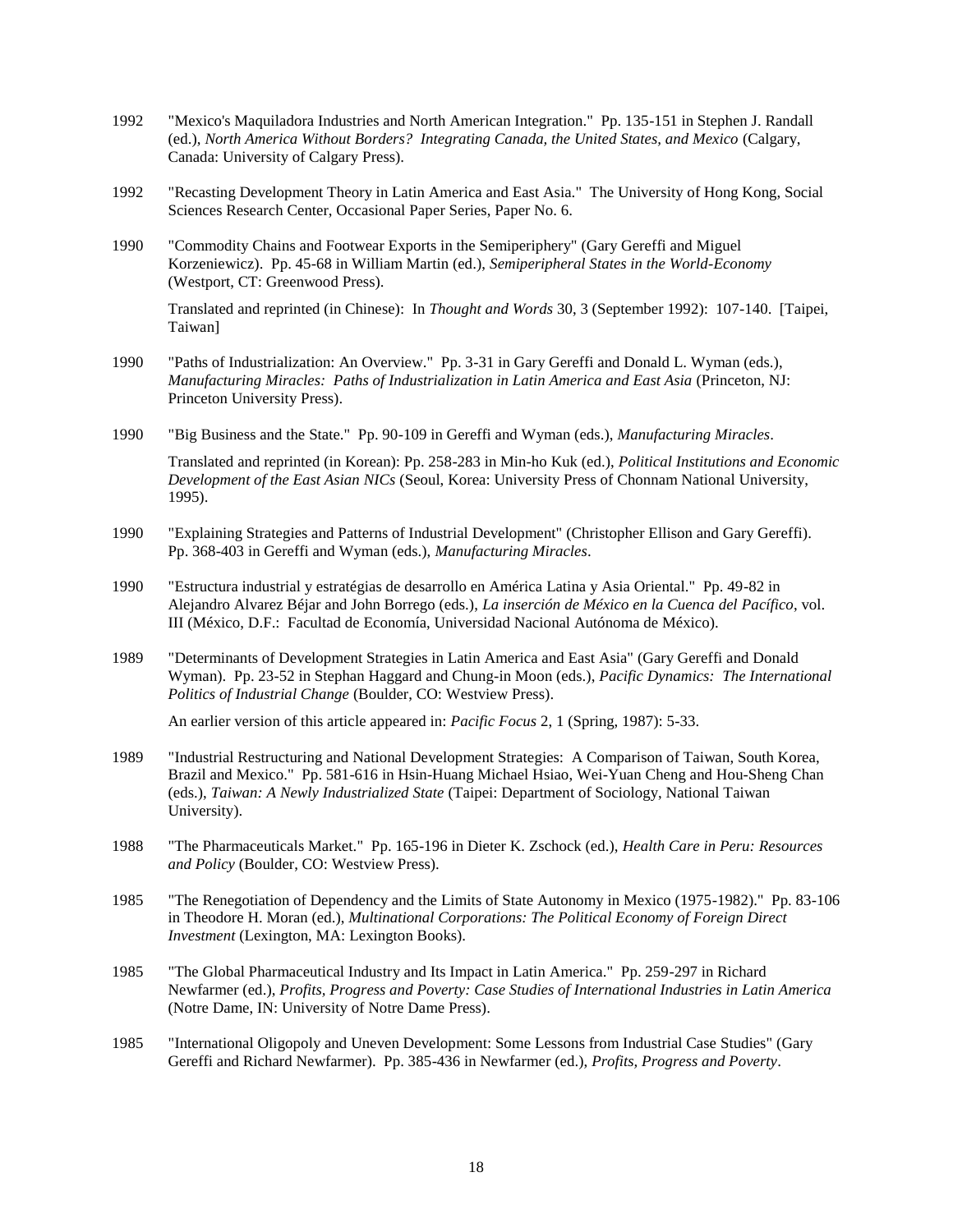1992 "Mexico's Maquiladora Industries and North American Integration." Pp. 135-151 in Stephen J. Randall (ed.), *North America Without Borders? Integrating Canada, the United States, and Mexico* (Calgary, Canada: University of Calgary Press).

1992 "Recasting Development Theory in Latin America and East Asia." The University of Hong Kong, Social Sciences Research Center, Occasional Paper Series, Paper No. 6.

1990 "Commodity Chains and Footwear Exports in the Semiperiphery" (Gary Gereffi and Miguel Korzeniewicz). Pp. 45-68 in William Martin (ed.), *Semiperipheral States in the World-Economy* (Westport, CT: Greenwood Press).

Translated and reprinted (in Chinese): In *Thought and Words* 30, 3 (September 1992): 107-140. [Taipei, Taiwan]

1990 "Paths of Industrialization: An Overview." Pp. 3-31 in Gary Gereffi and Donald L. Wyman (eds.), *Manufacturing Miracles: Paths of Industrialization in Latin America and East Asia* (Princeton, NJ: Princeton University Press).

1990 "Big Business and the State." Pp. 90-109 in Gereffi and Wyman (eds.), *Manufacturing Miracles*.

Translated and reprinted (in Korean): Pp. 258-283 in Min-ho Kuk (ed.), *Political Institutions and Economic Development of the East Asian NICs* (Seoul, Korea: University Press of Chonnam National University, 1995).

1990 "Explaining Strategies and Patterns of Industrial Development" (Christopher Ellison and Gary Gereffi). Pp. 368-403 in Gereffi and Wyman (eds.), *Manufacturing Miracles*.

1990 "Estructura industrial y estratégias de desarrollo en América Latina y Asia Oriental." Pp. 49-82 in Alejandro Alvarez Béjar and John Borrego (eds.), *La inserción de México en la Cuenca del Pacífico*, vol. III (México, D.F.: Facultad de Economía, Universidad Nacional Autónoma de México).

1989 "Determinants of Development Strategies in Latin America and East Asia" (Gary Gereffi and Donald Wyman). Pp. 23-52 in Stephan Haggard and Chung-in Moon (eds.), *Pacific Dynamics: The International Politics of Industrial Change* (Boulder, CO: Westview Press).

An earlier version of this article appeared in: *Pacific Focus* 2, 1 (Spring, 1987): 5-33.

1989 "Industrial Restructuring and National Development Strategies: A Comparison of Taiwan, South Korea, Brazil and Mexico." Pp. 581-616 in Hsin-Huang Michael Hsiao, Wei-Yuan Cheng and Hou-Sheng Chan (eds.), *Taiwan: A Newly Industrialized State* (Taipei: Department of Sociology, National Taiwan University).

1988 "The Pharmaceuticals Market." Pp. 165-196 in Dieter K. Zschock (ed.), *Health Care in Peru: Resources and Policy* (Boulder, CO: Westview Press).

1985 "The Renegotiation of Dependency and the Limits of State Autonomy in Mexico (1975-1982)." Pp. 83-106 in Theodore H. Moran (ed.), *Multinational Corporations: The Political Economy of Foreign Direct Investment* (Lexington, MA: Lexington Books).

1985 "The Global Pharmaceutical Industry and Its Impact in Latin America." Pp. 259-297 in Richard Newfarmer (ed.), *Profits, Progress and Poverty: Case Studies of International Industries in Latin America* (Notre Dame, IN: University of Notre Dame Press).

1985 "International Oligopoly and Uneven Development: Some Lessons from Industrial Case Studies" (Gary Gereffi and Richard Newfarmer). Pp. 385-436 in Newfarmer (ed.), *Profits, Progress and Poverty*.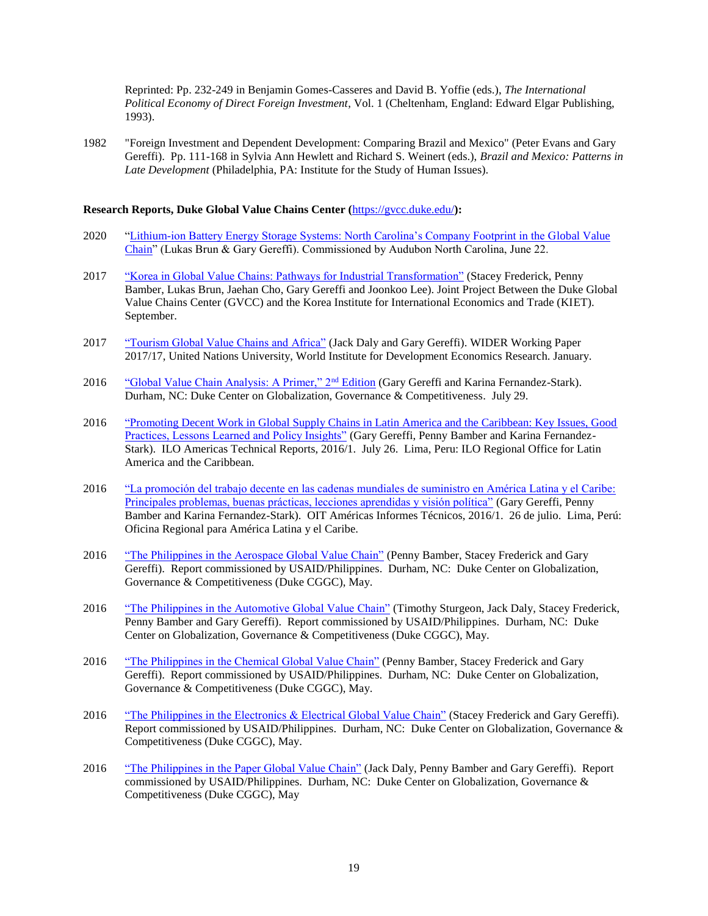Reprinted: Pp. 232-249 in Benjamin Gomes-Casseres and David B. Yoffie (eds.), *The International Political Economy of Direct Foreign Investment*, Vol. 1 (Cheltenham, England: Edward Elgar Publishing, 1993).

1982 "Foreign Investment and Dependent Development: Comparing Brazil and Mexico" (Peter Evans and Gary Gereffi). Pp. 111-168 in Sylvia Ann Hewlett and Richard S. Weinert (eds.), *Brazil and Mexico: Patterns in Late Development* (Philadelphia, PA: Institute for the Study of Human Issues).

**Research Reports, Duke Global Value Chains Center (**https://gvcc.duke.edu/**):**

2020 "Lithium-ion Battery Energy Storage Systems: North Carolina's Company Footprint in the Global Value Chain" (Lukas Brun & Gary Gereffi). Commissioned by Audubon North Carolina, June 22.

2017 "Korea in Global Value Chains: Pathways for Industrial Transformation" (Stacey Frederick, Penny Bamber, Lukas Brun, Jaehan Cho, Gary Gereffi and Joonkoo Lee). Joint Project Between the Duke Global Value Chains Center (GVCC) and the Korea Institute for International Economics and Trade (KIET). September.

2017 "Tourism Global Value Chains and Africa" (Jack Daly and Gary Gereffi). WIDER Working Paper 2017/17, United Nations University, World Institute for Development Economics Research. January.

2016 "Global Value Chain Analysis: A Primer," 2nd Edition (Gary Gereffi and Karina Fernandez-Stark). Durham, NC: Duke Center on Globalization, Governance & Competitiveness. July 29.

2016 "Promoting Decent Work in Global Supply Chains in Latin America and the Caribbean: Key Issues, Good Practices, Lessons Learned and Policy Insights" (Gary Gereffi, Penny Bamber and Karina Fernandez-Stark). ILO Americas Technical Reports, 2016/1. July 26. Lima, Peru: ILO Regional Office for Latin America and the Caribbean.

2016 "La promoción del trabajo decente en las cadenas mundiales de suministro en América Latina y el Caribe: Principales problemas, buenas prácticas, lecciones aprendidas y visión política" (Gary Gereffi, Penny Bamber and Karina Fernandez-Stark). OIT Américas Informes Técnicos, 2016/1. 26 de julio. Lima, Perú: Oficina Regional para América Latina y el Caribe.

2016 "The Philippines in the Aerospace Global Value Chain" (Penny Bamber, Stacey Frederick and Gary Gereffi). Report commissioned by USAID/Philippines. Durham, NC: Duke Center on Globalization, Governance & Competitiveness (Duke CGGC), May.

2016 "The Philippines in the Automotive Global Value Chain" (Timothy Sturgeon, Jack Daly, Stacey Frederick, Penny Bamber and Gary Gereffi). Report commissioned by USAID/Philippines. Durham, NC: Duke Center on Globalization, Governance & Competitiveness (Duke CGGC), May.

2016 "The Philippines in the Chemical Global Value Chain" (Penny Bamber, Stacey Frederick and Gary Gereffi). Report commissioned by USAID/Philippines. Durham, NC: Duke Center on Globalization, Governance & Competitiveness (Duke CGGC), May.

2016 "The Philippines in the Electronics & Electrical Global Value Chain" (Stacey Frederick and Gary Gereffi). Report commissioned by USAID/Philippines. Durham, NC: Duke Center on Globalization, Governance & Competitiveness (Duke CGGC), May.

2016 "The Philippines in the Paper Global Value Chain" (Jack Daly, Penny Bamber and Gary Gereffi). Report commissioned by USAID/Philippines. Durham, NC: Duke Center on Globalization, Governance & Competitiveness (Duke CGGC), May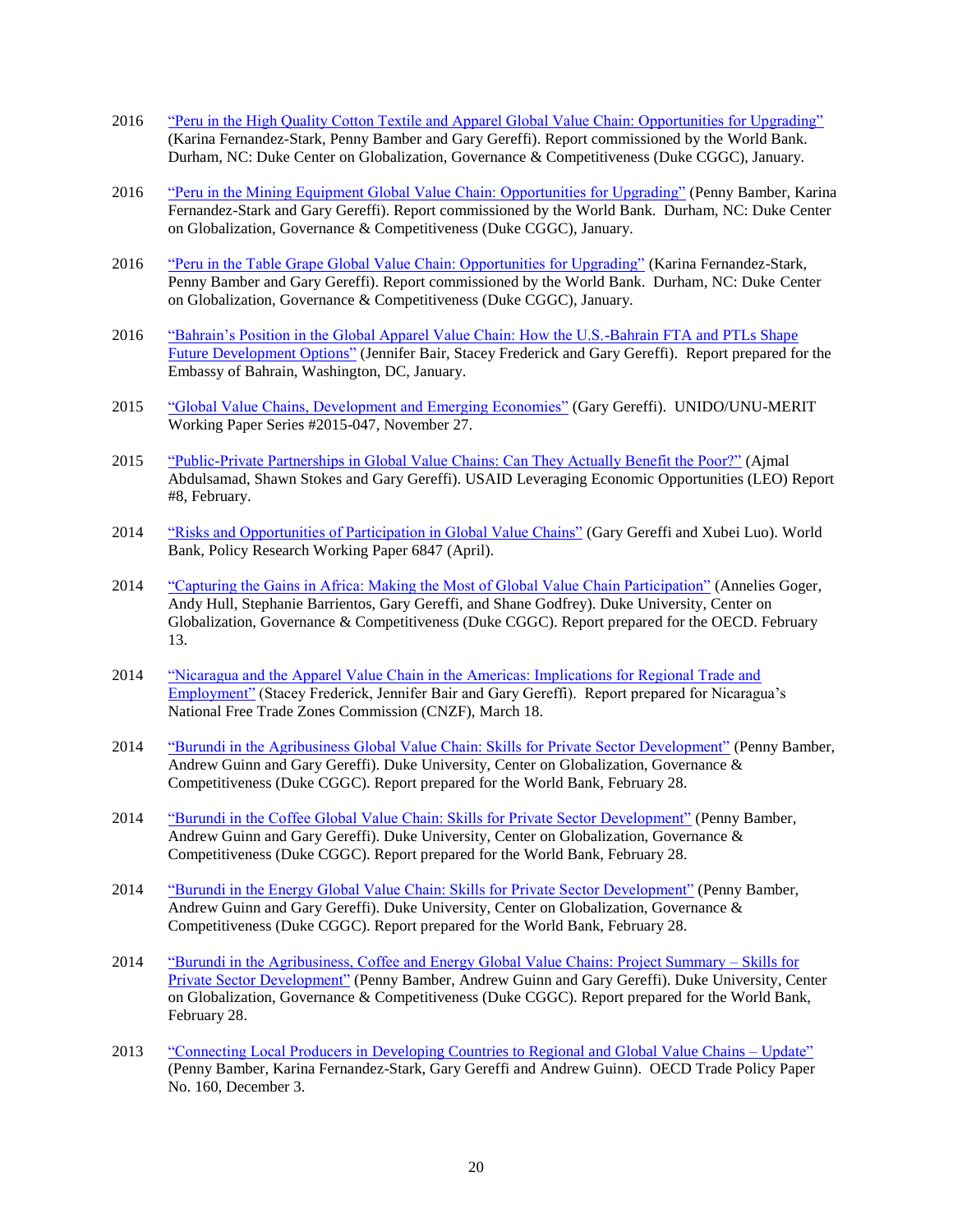2016 "Peru in the High Quality Cotton Textile and Apparel Global Value Chain: Opportunities for Upgrading" (Karina Fernandez-Stark, Penny Bamber and Gary Gereffi). Report commissioned by the World Bank. Durham, NC: Duke Center on Globalization, Governance & Competitiveness (Duke CGGC), January.

2016 "Peru in the Mining Equipment Global Value Chain: Opportunities for Upgrading" (Penny Bamber, Karina Fernandez-Stark and Gary Gereffi). Report commissioned by the World Bank. Durham, NC: Duke Center on Globalization, Governance & Competitiveness (Duke CGGC), January.

2016 "Peru in the Table Grape Global Value Chain: Opportunities for Upgrading" (Karina Fernandez-Stark, Penny Bamber and Gary Gereffi). Report commissioned by the World Bank. Durham, NC: Duke Center on Globalization, Governance & Competitiveness (Duke CGGC), January.

2016 "Bahrain's Position in the Global Apparel Value Chain: How the U.S.-Bahrain FTA and PTLs Shape Future Development Options" (Jennifer Bair, Stacey Frederick and Gary Gereffi). Report prepared for the Embassy of Bahrain, Washington, DC, January.

2015 "Global Value Chains, Development and Emerging Economies" (Gary Gereffi). UNIDO/UNU-MERIT Working Paper Series #2015-047, November 27.

2015 "Public-Private Partnerships in Global Value Chains: Can They Actually Benefit the Poor?" (Ajmal Abdulsamad, Shawn Stokes and Gary Gereffi). USAID Leveraging Economic Opportunities (LEO) Report #8, February.

2014 "Risks and Opportunities of Participation in Global Value Chains" (Gary Gereffi and Xubei Luo). World Bank, Policy Research Working Paper 6847 (April).

2014 "Capturing the Gains in Africa: Making the Most of Global Value Chain Participation" (Annelies Goger, Andy Hull, Stephanie Barrientos, Gary Gereffi, and Shane Godfrey). Duke University, Center on Globalization, Governance & Competitiveness (Duke CGGC). Report prepared for the OECD. February 13.

2014 "Nicaragua and the Apparel Value Chain in the Americas: Implications for Regional Trade and Employment" (Stacey Frederick, Jennifer Bair and Gary Gereffi). Report prepared for Nicaragua's National Free Trade Zones Commission (CNZF), March 18.

2014 "Burundi in the Agribusiness Global Value Chain: Skills for Private Sector Development" (Penny Bamber, Andrew Guinn and Gary Gereffi). Duke University, Center on Globalization, Governance & Competitiveness (Duke CGGC). Report prepared for the World Bank, February 28.

2014 "Burundi in the Coffee Global Value Chain: Skills for Private Sector Development" (Penny Bamber, Andrew Guinn and Gary Gereffi). Duke University, Center on Globalization, Governance & Competitiveness (Duke CGGC). Report prepared for the World Bank, February 28.

2014 "Burundi in the Energy Global Value Chain: Skills for Private Sector Development" (Penny Bamber, Andrew Guinn and Gary Gereffi). Duke University, Center on Globalization, Governance & Competitiveness (Duke CGGC). Report prepared for the World Bank, February 28.

2014 "Burundi in the Agribusiness, Coffee and Energy Global Value Chains: Project Summary – Skills for Private Sector Development" (Penny Bamber, Andrew Guinn and Gary Gereffi). Duke University, Center on Globalization, Governance & Competitiveness (Duke CGGC). Report prepared for the World Bank, February 28.

2013 "Connecting Local Producers in Developing Countries to Regional and Global Value Chains – Update" (Penny Bamber, Karina Fernandez-Stark, Gary Gereffi and Andrew Guinn). OECD Trade Policy Paper No. 160, December 3.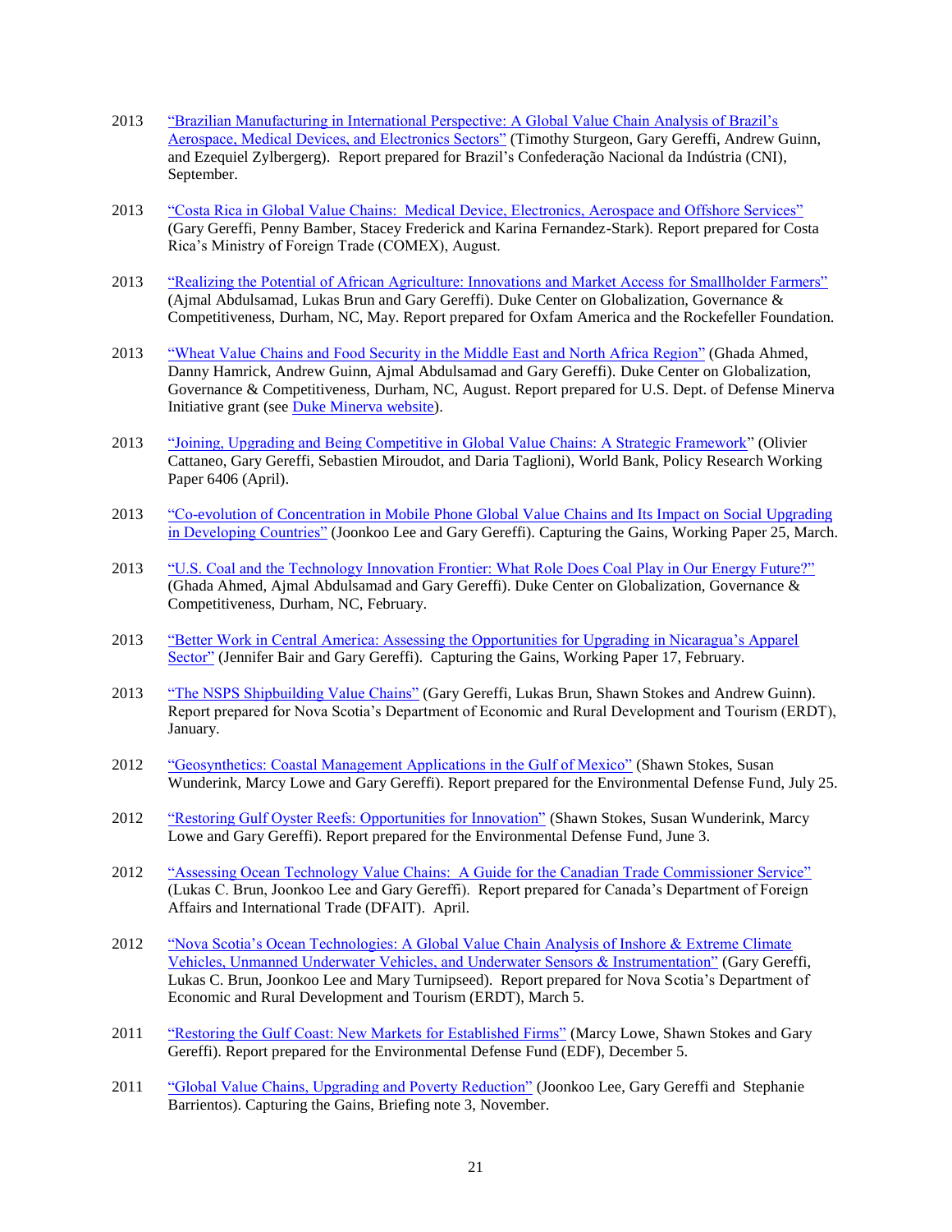2013 "Brazilian Manufacturing in International Perspective: A Global Value Chain Analysis of Brazil's Aerospace, Medical Devices, and Electronics Sectors" (Timothy Sturgeon, Gary Gereffi, Andrew Guinn, and Ezequiel Zylbergerg). Report prepared for Brazil's Confederação Nacional da Indústria (CNI), September.

2013 "Costa Rica in Global Value Chains: Medical Device, Electronics, Aerospace and Offshore Services" (Gary Gereffi, Penny Bamber, Stacey Frederick and Karina Fernandez-Stark). Report prepared for Costa Rica's Ministry of Foreign Trade (COMEX), August.

2013 "Realizing the Potential of African Agriculture: Innovations and Market Access for Smallholder Farmers" (Ajmal Abdulsamad, Lukas Brun and Gary Gereffi). Duke Center on Globalization, Governance & Competitiveness, Durham, NC, May. Report prepared for Oxfam America and the Rockefeller Foundation.

2013 "Wheat Value Chains and Food Security in the Middle East and North Africa Region" (Ghada Ahmed, Danny Hamrick, Andrew Guinn, Ajmal Abdulsamad and Gary Gereffi). Duke Center on Globalization, Governance & Competitiveness, Durham, NC, August. Report prepared for U.S. Dept. of Defense Minerva Initiative grant (see Duke Minerva website).

2013 "Joining, Upgrading and Being Competitive in Global Value Chains: A Strategic Framework" (Olivier Cattaneo, Gary Gereffi, Sebastien Miroudot, and Daria Taglioni), World Bank, Policy Research Working Paper 6406 (April).

2013 "Co-evolution of Concentration in Mobile Phone Global Value Chains and Its Impact on Social Upgrading in Developing Countries" (Joonkoo Lee and Gary Gereffi). Capturing the Gains, Working Paper 25, March.

2013 "U.S. Coal and the Technology Innovation Frontier: What Role Does Coal Play in Our Energy Future?" (Ghada Ahmed, Ajmal Abdulsamad and Gary Gereffi). Duke Center on Globalization, Governance & Competitiveness, Durham, NC, February.

2013 "Better Work in Central America: Assessing the Opportunities for Upgrading in Nicaragua's Apparel Sector" (Jennifer Bair and Gary Gereffi). Capturing the Gains, Working Paper 17, February.

2013 "The NSPS Shipbuilding Value Chains" (Gary Gereffi, Lukas Brun, Shawn Stokes and Andrew Guinn). Report prepared for Nova Scotia's Department of Economic and Rural Development and Tourism (ERDT), January.

2012 "Geosynthetics: Coastal Management Applications in the Gulf of Mexico" (Shawn Stokes, Susan Wunderink, Marcy Lowe and Gary Gereffi). Report prepared for the Environmental Defense Fund, July 25.

2012 "Restoring Gulf Oyster Reefs: Opportunities for Innovation" (Shawn Stokes, Susan Wunderink, Marcy Lowe and Gary Gereffi). Report prepared for the Environmental Defense Fund, June 3.

2012 "Assessing Ocean Technology Value Chains: A Guide for the Canadian Trade Commissioner Service" (Lukas C. Brun, Joonkoo Lee and Gary Gereffi). Report prepared for Canada's Department of Foreign Affairs and International Trade (DFAIT). April.

2012 "Nova Scotia's Ocean Technologies: A Global Value Chain Analysis of Inshore & Extreme Climate Vehicles, Unmanned Underwater Vehicles, and Underwater Sensors & Instrumentation" (Gary Gereffi, Lukas C. Brun, Joonkoo Lee and Mary Turnipseed). Report prepared for Nova Scotia's Department of Economic and Rural Development and Tourism (ERDT), March 5.

2011 "Restoring the Gulf Coast: New Markets for Established Firms" (Marcy Lowe, Shawn Stokes and Gary Gereffi). Report prepared for the Environmental Defense Fund (EDF), December 5.

2011 "Global Value Chains, Upgrading and Poverty Reduction" (Joonkoo Lee, Gary Gereffi and Stephanie Barrientos). Capturing the Gains, Briefing note 3, November.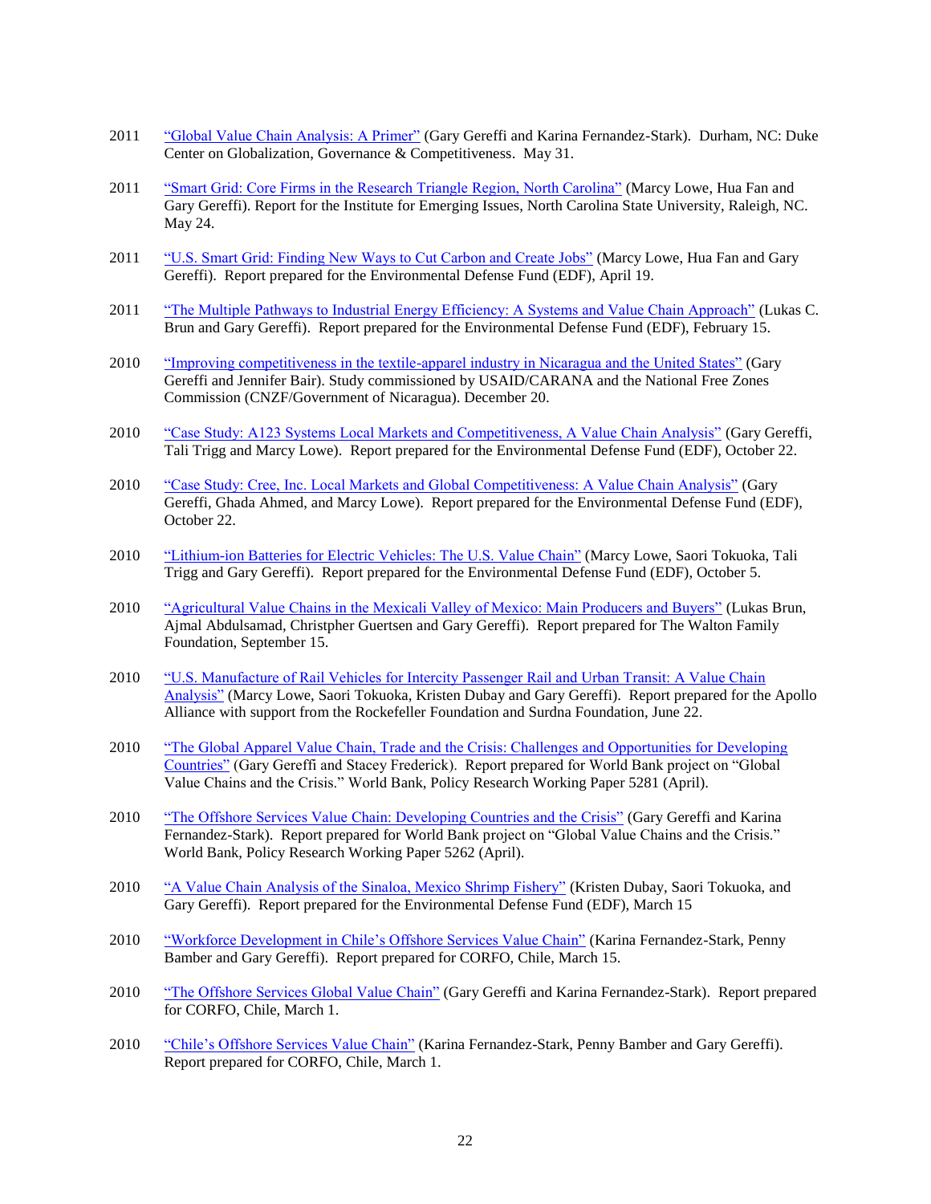2011 “Global Value Chain Analysis: A Primer” (Gary Gereffi and Karina Fernandez-Stark). Durham, NC: Duke Center on Globalization, Governance & Competitiveness. May 31.

2011 “Smart Grid: Core Firms in the Research Triangle Region, North Carolina” (Marcy Lowe, Hua Fan and Gary Gereffi). Report for the Institute for Emerging Issues, North Carolina State University, Raleigh, NC. May 24.

2011 “U.S. Smart Grid: Finding New Ways to Cut Carbon and Create Jobs” (Marcy Lowe, Hua Fan and Gary Gereffi). Report prepared for the Environmental Defense Fund (EDF), April 19.

2011 “The Multiple Pathways to Industrial Energy Efficiency: A Systems and Value Chain Approach” (Lukas C. Brun and Gary Gereffi). Report prepared for the Environmental Defense Fund (EDF), February 15.

2010 “Improving competitiveness in the textile-apparel industry in Nicaragua and the United States” (Gary Gereffi and Jennifer Bair). Study commissioned by USAID/CARANA and the National Free Zones Commission (CNZF/Government of Nicaragua). December 20.

2010 “Case Study: A123 Systems Local Markets and Competitiveness, A Value Chain Analysis” (Gary Gereffi, Tali Trigg and Marcy Lowe). Report prepared for the Environmental Defense Fund (EDF), October 22.

2010 “Case Study: Cree, Inc. Local Markets and Global Competitiveness: A Value Chain Analysis” (Gary Gereffi, Ghada Ahmed, and Marcy Lowe). Report prepared for the Environmental Defense Fund (EDF), October 22.

2010 “Lithium-ion Batteries for Electric Vehicles: The U.S. Value Chain” (Marcy Lowe, Saori Tokuoka, Tali Trigg and Gary Gereffi). Report prepared for the Environmental Defense Fund (EDF), October 5.

2010 “Agricultural Value Chains in the Mexicali Valley of Mexico: Main Producers and Buyers” (Lukas Brun, Ajmal Abdulsamad, Christpher Guertsen and Gary Gereffi). Report prepared for The Walton Family Foundation, September 15.

2010 “U.S. Manufacture of Rail Vehicles for Intercity Passenger Rail and Urban Transit: A Value Chain Analysis” (Marcy Lowe, Saori Tokuoka, Kristen Dubay and Gary Gereffi). Report prepared for the Apollo Alliance with support from the Rockefeller Foundation and Surdna Foundation, June 22.

2010 “The Global Apparel Value Chain, Trade and the Crisis: Challenges and Opportunities for Developing Countries” (Gary Gereffi and Stacey Frederick). Report prepared for World Bank project on “Global Value Chains and the Crisis.” World Bank, Policy Research Working Paper 5281 (April).

2010 “The Offshore Services Value Chain: Developing Countries and the Crisis” (Gary Gereffi and Karina Fernandez-Stark). Report prepared for World Bank project on “Global Value Chains and the Crisis.” World Bank, Policy Research Working Paper 5262 (April).

2010 “A Value Chain Analysis of the Sinaloa, Mexico Shrimp Fishery” (Kristen Dubay, Saori Tokuoka, and Gary Gereffi). Report prepared for the Environmental Defense Fund (EDF), March 15

2010 “Workforce Development in Chile’s Offshore Services Value Chain” (Karina Fernandez-Stark, Penny Bamber and Gary Gereffi). Report prepared for CORFO, Chile, March 15.

2010 “The Offshore Services Global Value Chain” (Gary Gereffi and Karina Fernandez-Stark). Report prepared for CORFO, Chile, March 1.

2010 “Chile’s Offshore Services Value Chain” (Karina Fernandez-Stark, Penny Bamber and Gary Gereffi). Report prepared for CORFO, Chile, March 1.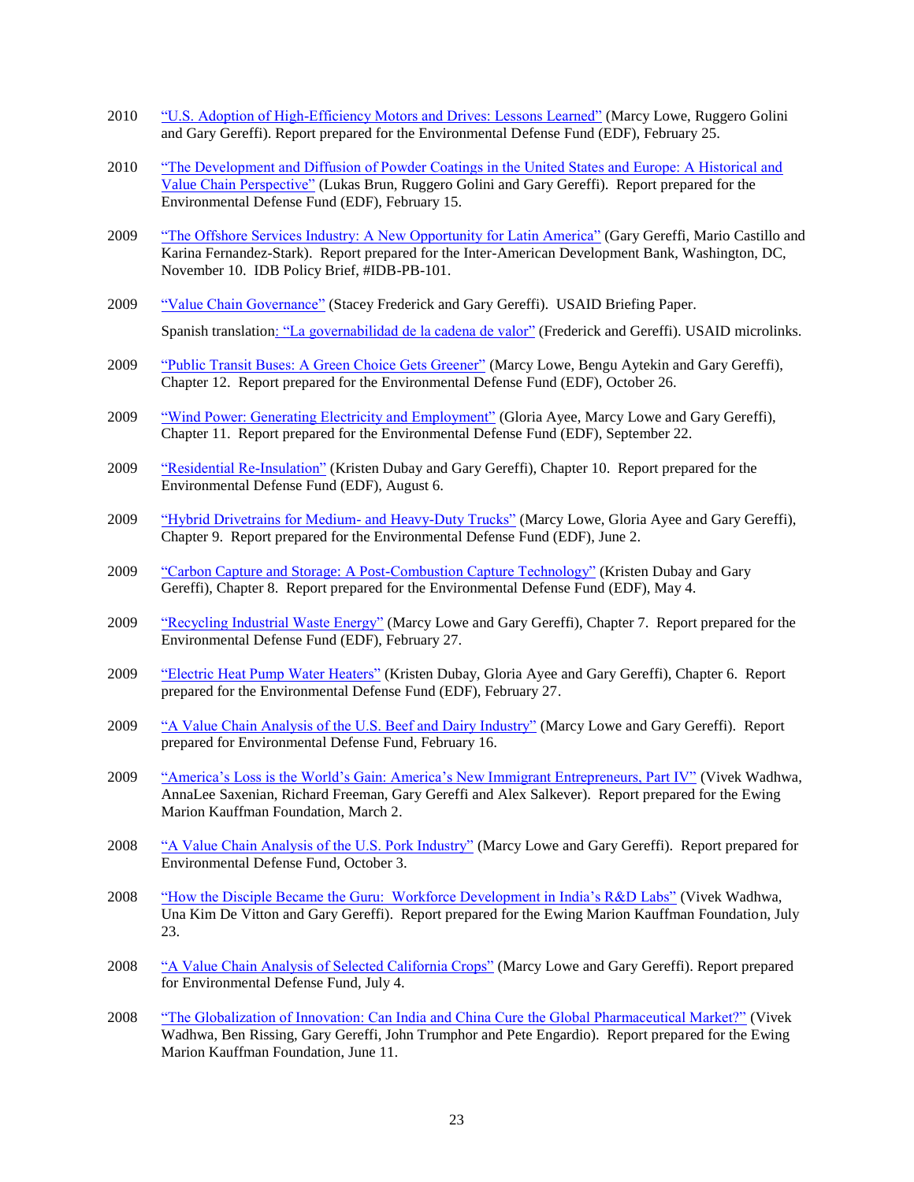2010 “U.S. Adoption of High-Efficiency Motors and Drives: Lessons Learned” (Marcy Lowe, Ruggero Golini and Gary Gereffi). Report prepared for the Environmental Defense Fund (EDF), February 25.

2010 “The Development and Diffusion of Powder Coatings in the United States and Europe: A Historical and Value Chain Perspective” (Lukas Brun, Ruggero Golini and Gary Gereffi). Report prepared for the Environmental Defense Fund (EDF), February 15.

2009 “The Offshore Services Industry: A New Opportunity for Latin America” (Gary Gereffi, Mario Castillo and Karina Fernandez-Stark). Report prepared for the Inter-American Development Bank, Washington, DC, November 10. IDB Policy Brief, #IDB-PB-101.

2009 “Value Chain Governance” (Stacey Frederick and Gary Gereffi). USAID Briefing Paper.

Spanish translation: “La governabilidad de la cadena de valor” (Frederick and Gereffi). USAID microlinks.

2009 “Public Transit Buses: A Green Choice Gets Greener” (Marcy Lowe, Bengu Aytekin and Gary Gereffi), Chapter 12. Report prepared for the Environmental Defense Fund (EDF), October 26.

2009 “Wind Power: Generating Electricity and Employment” (Gloria Ayee, Marcy Lowe and Gary Gereffi), Chapter 11. Report prepared for the Environmental Defense Fund (EDF), September 22.

2009 “Residential Re-Insulation” (Kristen Dubay and Gary Gereffi), Chapter 10. Report prepared for the Environmental Defense Fund (EDF), August 6.

2009 “Hybrid Drivetrains for Medium- and Heavy-Duty Trucks” (Marcy Lowe, Gloria Ayee and Gary Gereffi), Chapter 9. Report prepared for the Environmental Defense Fund (EDF), June 2.

2009 “Carbon Capture and Storage: A Post-Combustion Capture Technology” (Kristen Dubay and Gary Gereffi), Chapter 8. Report prepared for the Environmental Defense Fund (EDF), May 4.

2009 “Recycling Industrial Waste Energy” (Marcy Lowe and Gary Gereffi), Chapter 7. Report prepared for the Environmental Defense Fund (EDF), February 27.

2009 “Electric Heat Pump Water Heaters” (Kristen Dubay, Gloria Ayee and Gary Gereffi), Chapter 6. Report prepared for the Environmental Defense Fund (EDF), February 27.

2009 “A Value Chain Analysis of the U.S. Beef and Dairy Industry” (Marcy Lowe and Gary Gereffi). Report prepared for Environmental Defense Fund, February 16.

2009 “America’s Loss is the World’s Gain: America’s New Immigrant Entrepreneurs, Part IV” (Vivek Wadhwa, AnnaLee Saxenian, Richard Freeman, Gary Gereffi and Alex Salkever). Report prepared for the Ewing Marion Kauffman Foundation, March 2.

2008 “A Value Chain Analysis of the U.S. Pork Industry” (Marcy Lowe and Gary Gereffi). Report prepared for Environmental Defense Fund, October 3.

2008 “How the Disciple Became the Guru: Workforce Development in India’s R&D Labs” (Vivek Wadhwa, Una Kim De Vitton and Gary Gereffi). Report prepared for the Ewing Marion Kauffman Foundation, July 23.

2008 “A Value Chain Analysis of Selected California Crops” (Marcy Lowe and Gary Gereffi). Report prepared for Environmental Defense Fund, July 4.

2008 “The Globalization of Innovation: Can India and China Cure the Global Pharmaceutical Market?” (Vivek Wadhwa, Ben Rissing, Gary Gereffi, John Trumphor and Pete Engardio). Report prepared for the Ewing Marion Kauffman Foundation, June 11.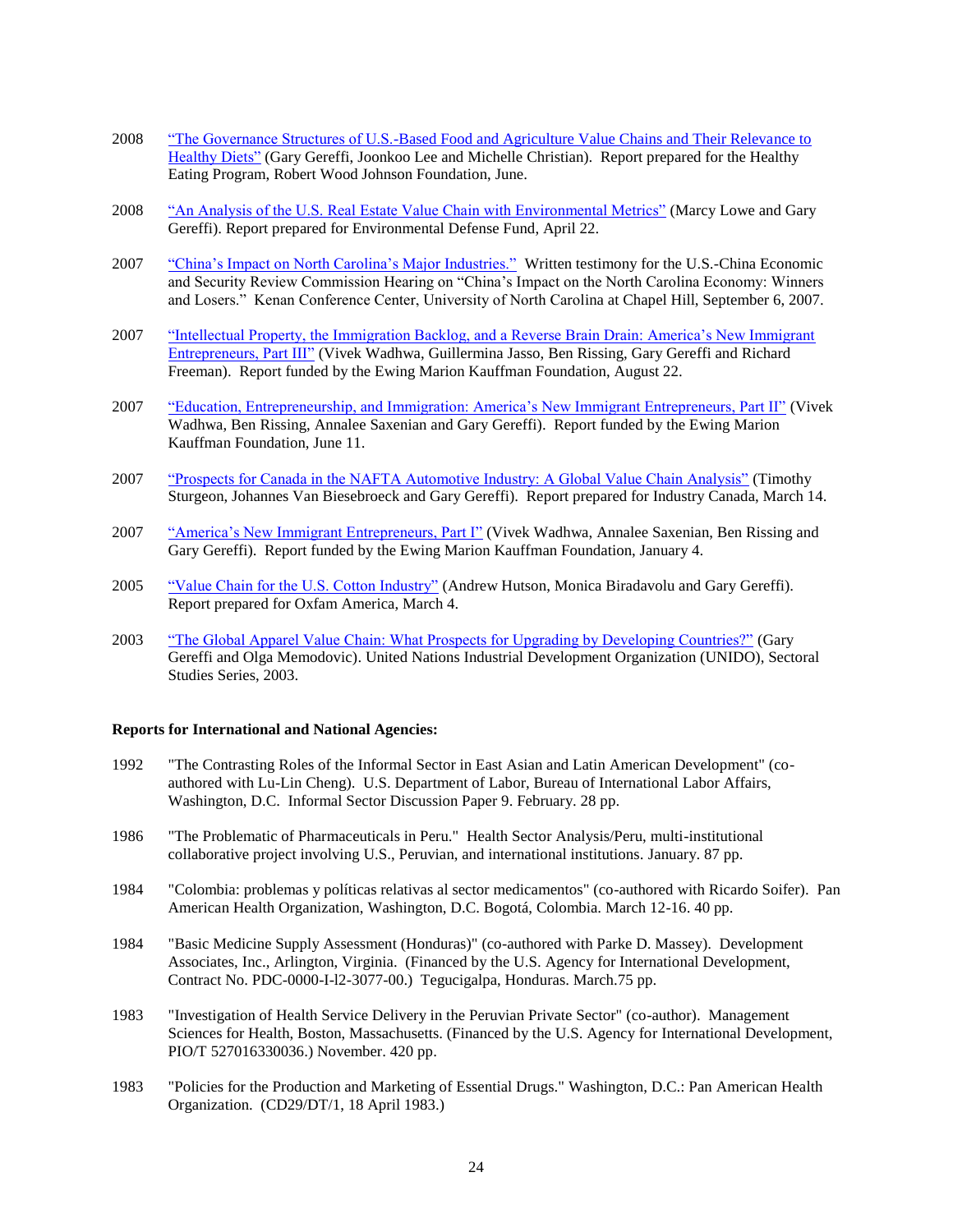2008 "The Governance Structures of U.S.-Based Food and Agriculture Value Chains and Their Relevance to Healthy Diets" (Gary Gereffi, Joonkoo Lee and Michelle Christian). Report prepared for the Healthy Eating Program, Robert Wood Johnson Foundation, June.

2008 "An Analysis of the U.S. Real Estate Value Chain with Environmental Metrics" (Marcy Lowe and Gary Gereffi). Report prepared for Environmental Defense Fund, April 22.

2007 "China's Impact on North Carolina's Major Industries." Written testimony for the U.S.-China Economic and Security Review Commission Hearing on "China's Impact on the North Carolina Economy: Winners and Losers." Kenan Conference Center, University of North Carolina at Chapel Hill, September 6, 2007.

2007 "Intellectual Property, the Immigration Backlog, and a Reverse Brain Drain: America's New Immigrant Entrepreneurs, Part III" (Vivek Wadhwa, Guillermina Jasso, Ben Rissing, Gary Gereffi and Richard Freeman). Report funded by the Ewing Marion Kauffman Foundation, August 22.

2007 "Education, Entrepreneurship, and Immigration: America's New Immigrant Entrepreneurs, Part II" (Vivek Wadhwa, Ben Rissing, Annalee Saxenian and Gary Gereffi). Report funded by the Ewing Marion Kauffman Foundation, June 11.

2007 "Prospects for Canada in the NAFTA Automotive Industry: A Global Value Chain Analysis" (Timothy Sturgeon, Johannes Van Biesebroeck and Gary Gereffi). Report prepared for Industry Canada, March 14.

2007 "America's New Immigrant Entrepreneurs, Part I" (Vivek Wadhwa, Annalee Saxenian, Ben Rissing and Gary Gereffi). Report funded by the Ewing Marion Kauffman Foundation, January 4.

2005 "Value Chain for the U.S. Cotton Industry" (Andrew Hutson, Monica Biradavolu and Gary Gereffi). Report prepared for Oxfam America, March 4.

2003 "The Global Apparel Value Chain: What Prospects for Upgrading by Developing Countries?" (Gary Gereffi and Olga Memodovic). United Nations Industrial Development Organization (UNIDO), Sectoral Studies Series, 2003.

**Reports for International and National Agencies:**

1992 "The Contrasting Roles of the Informal Sector in East Asian and Latin American Development" (co-authored with Lu-Lin Cheng). U.S. Department of Labor, Bureau of International Labor Affairs, Washington, D.C. Informal Sector Discussion Paper 9. February. 28 pp.

1986 "The Problematic of Pharmaceuticals in Peru." Health Sector Analysis/Peru, multi-institutional collaborative project involving U.S., Peruvian, and international institutions. January. 87 pp.

1984 "Colombia: problemas y políticas relativas al sector medicamentos" (co-authored with Ricardo Soifer). Pan American Health Organization, Washington, D.C. Bogotá, Colombia. March 12-16. 40 pp.

1984 "Basic Medicine Supply Assessment (Honduras)" (co-authored with Parke D. Massey). Development Associates, Inc., Arlington, Virginia. (Financed by the U.S. Agency for International Development, Contract No. PDC-0000-I-l2-3077-00.) Tegucigalpa, Honduras. March.75 pp.

1983 "Investigation of Health Service Delivery in the Peruvian Private Sector" (co-author). Management Sciences for Health, Boston, Massachusetts. (Financed by the U.S. Agency for International Development, PIO/T 527016330036.) November. 420 pp.

1983 "Policies for the Production and Marketing of Essential Drugs." Washington, D.C.: Pan American Health Organization. (CD29/DT/1, 18 April 1983.)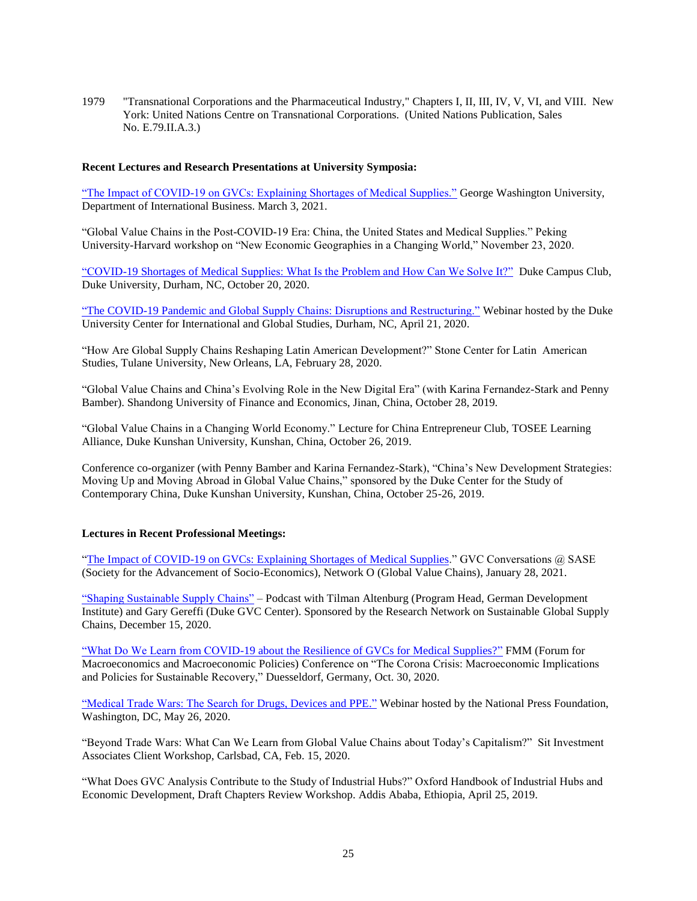1979 "Transnational Corporations and the Pharmaceutical Industry," Chapters I, II, III, IV, V, VI, and VIII. New York: United Nations Centre on Transnational Corporations. (United Nations Publication, Sales No. E.79.II.A.3.)

**Recent Lectures and Research Presentations at University Symposia:**

"The Impact of COVID-19 on GVCs: Explaining Shortages of Medical Supplies." George Washington University, Department of International Business. March 3, 2021.

"Global Value Chains in the Post-COVID-19 Era: China, the United States and Medical Supplies." Peking University-Harvard workshop on "New Economic Geographies in a Changing World," November 23, 2020.

"COVID-19 Shortages of Medical Supplies: What Is the Problem and How Can We Solve It?" Duke Campus Club, Duke University, Durham, NC, October 20, 2020.

"The COVID-19 Pandemic and Global Supply Chains: Disruptions and Restructuring." Webinar hosted by the Duke University Center for International and Global Studies, Durham, NC, April 21, 2020.

"How Are Global Supply Chains Reshaping Latin American Development?" Stone Center for Latin American Studies, Tulane University, New Orleans, LA, February 28, 2020.

"Global Value Chains and China's Evolving Role in the New Digital Era" (with Karina Fernandez-Stark and Penny Bamber). Shandong University of Finance and Economics, Jinan, China, October 28, 2019.

"Global Value Chains in a Changing World Economy." Lecture for China Entrepreneur Club, TOSEE Learning Alliance, Duke Kunshan University, Kunshan, China, October 26, 2019.

Conference co-organizer (with Penny Bamber and Karina Fernandez-Stark), "China's New Development Strategies: Moving Up and Moving Abroad in Global Value Chains," sponsored by the Duke Center for the Study of Contemporary China, Duke Kunshan University, Kunshan, China, October 25-26, 2019.

**Lectures in Recent Professional Meetings:**

"The Impact of COVID-19 on GVCs: Explaining Shortages of Medical Supplies." GVC Conversations @ SASE (Society for the Advancement of Socio-Economics), Network O (Global Value Chains), January 28, 2021.

"Shaping Sustainable Supply Chains" – Podcast with Tilman Altenburg (Program Head, German Development Institute) and Gary Gereffi (Duke GVC Center). Sponsored by the Research Network on Sustainable Global Supply Chains, December 15, 2020.

"What Do We Learn from COVID-19 about the Resilience of GVCs for Medical Supplies?" FMM (Forum for Macroeconomics and Macroeconomic Policies) Conference on "The Corona Crisis: Macroeconomic Implications and Policies for Sustainable Recovery," Duesseldorf, Germany, Oct. 30, 2020.

"Medical Trade Wars: The Search for Drugs, Devices and PPE." Webinar hosted by the National Press Foundation, Washington, DC, May 26, 2020.

"Beyond Trade Wars: What Can We Learn from Global Value Chains about Today's Capitalism?" Sit Investment Associates Client Workshop, Carlsbad, CA, Feb. 15, 2020.

"What Does GVC Analysis Contribute to the Study of Industrial Hubs?" Oxford Handbook of Industrial Hubs and Economic Development, Draft Chapters Review Workshop. Addis Ababa, Ethiopia, April 25, 2019.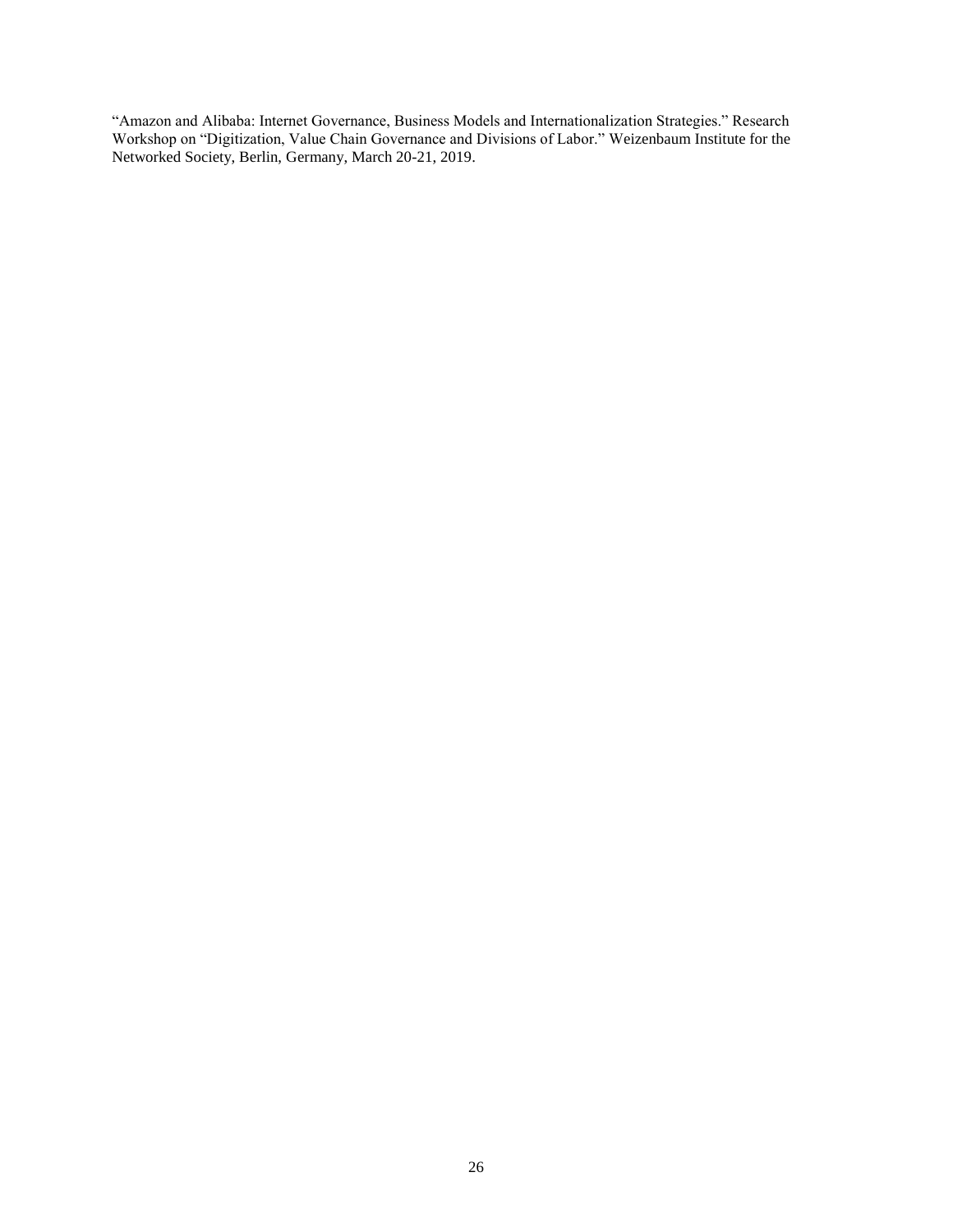"Amazon and Alibaba: Internet Governance, Business Models and Internationalization Strategies." Research Workshop on "Digitization, Value Chain Governance and Divisions of Labor." Weizenbaum Institute for the Networked Society, Berlin, Germany, March 20-21, 2019.